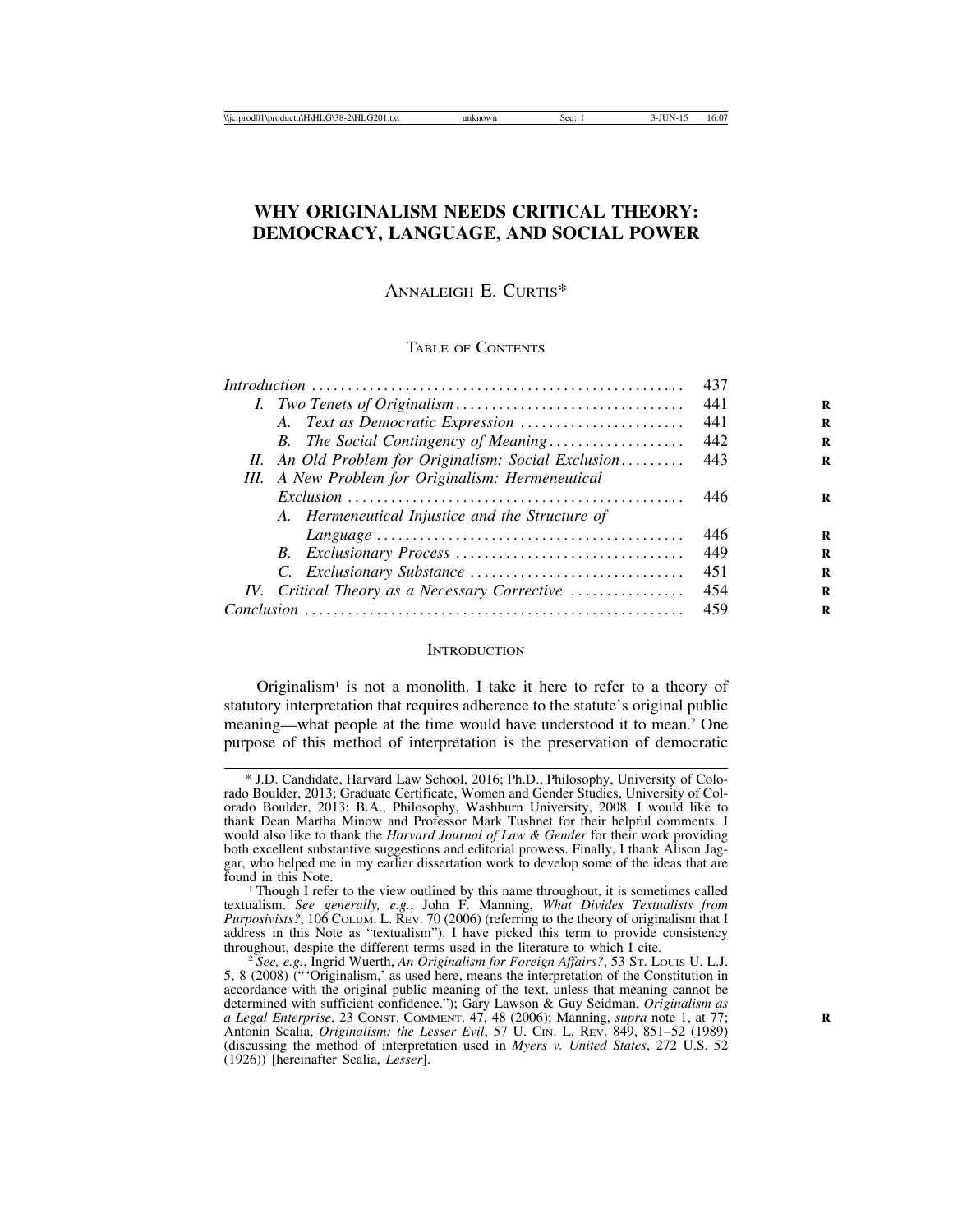# WHY ORIGINALISM NEEDS CRITICAL THEORY: DEMOCRACY, LANGUAGE, AND SOCIAL POWER

ANNALEIGH E. CURTIS*

TABLE OF CONTENTS

| | |
|---|---|
| *Introduction* | 437 |
| I. *Two Tenets of Originalism* | 441 |
| A. *Text as Democratic Expression* | 441 |
| B. *The Social Contingency of Meaning* | 442 |
| II. *An Old Problem for Originalism: Social Exclusion* | 443 |
| III. *A New Problem for Originalism: Hermeneutical Exclusion* | 446 |
| A. *Hermeneutical Injustice and the Structure of Language* | 446 |
| B. *Exclusionary Process* | 449 |
| C. *Exclusionary Substance* | 451 |
| IV. *Critical Theory as a Necessary Corrective* | 454 |
| *Conclusion* | 459 |

## INTRODUCTION

Originalism[1] is not a monolith. I take it here to refer to a theory of statutory interpretation that requires adherence to the statute's original public meaning—what people at the time would have understood it to mean.[2] One purpose of this method of interpretation is the preservation of democratic

---

\* J.D. Candidate, Harvard Law School, 2016; Ph.D., Philosophy, University of Colorado Boulder, 2013; Graduate Certificate, Women and Gender Studies, University of Colorado Boulder, 2013; B.A., Philosophy, Washburn University, 2008. I would like to thank Dean Martha Minow and Professor Mark Tushnet for their helpful comments. I would also like to thank the *Harvard Journal of Law & Gender* for their work providing both excellent substantive suggestions and editorial prowess. Finally, I thank Alison Jaggar, who helped me in my earlier dissertation work to develop some of the ideas that are found in this Note.

[1] Though I refer to the view outlined by this name throughout, it is sometimes called textualism. *See generally, e.g.*, John F. Manning, *What Divides Textualists from Purposivists?*, 106 COLUM. L. REV. 70 (2006) (referring to the theory of originalism that I address in this Note as "textualism"). I have picked this term to provide consistency throughout, despite the different terms used in the literature to which I cite.

[2] *See, e.g.*, Ingrid Wuerth, *An Originalism for Foreign Affairs?*, 53 ST. LOUIS U. L.J. 5, 8 (2008) ("'Originalism,' as used here, means the interpretation of the Constitution in accordance with the original public meaning of the text, unless that meaning cannot be determined with sufficient confidence."); Gary Lawson & Guy Seidman, *Originalism as a Legal Enterprise*, 23 CONST. COMMENT. 47, 48 (2006); Manning, *supra* note 1, at 77; Antonin Scalia, *Originalism: the Lesser Evil*, 57 U. CIN. L. REV. 849, 851–52 (1989) (discussing the method of interpretation used in *Myers v. United States*, 272 U.S. 52 (1926)) [hereinafter Scalia, *Lesser*].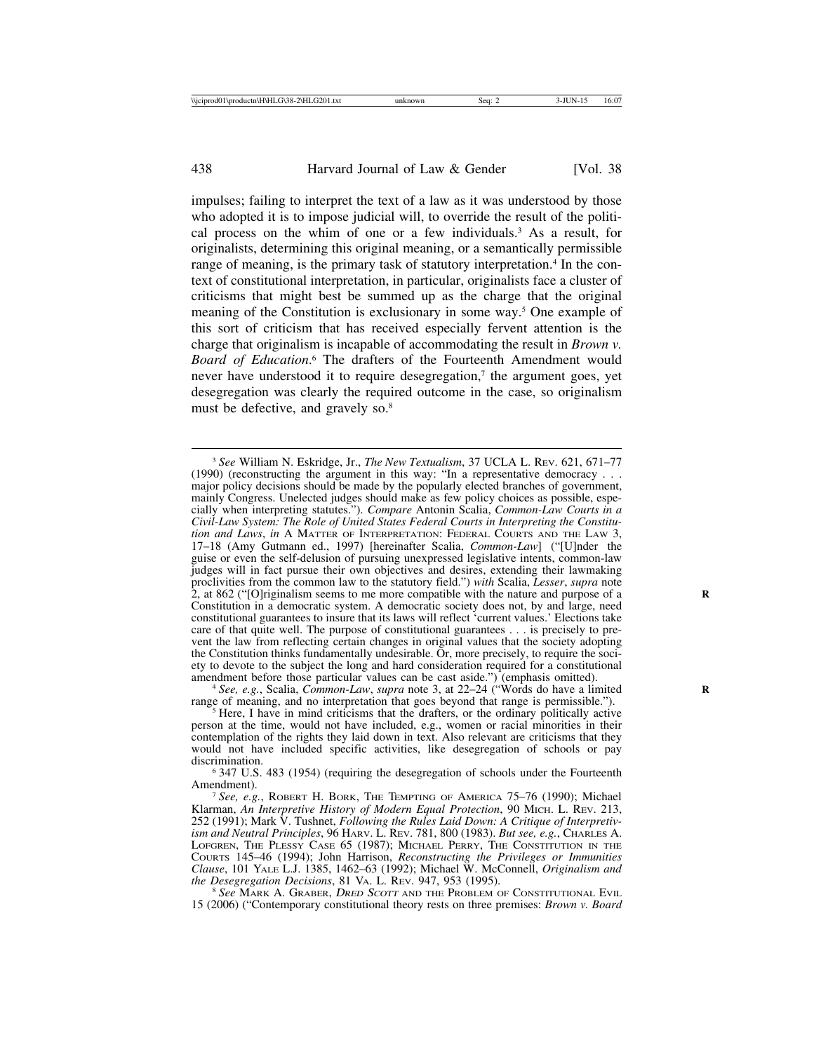impulses; failing to interpret the text of a law as it was understood by those who adopted it is to impose judicial will, to override the result of the political process on the whim of one or a few individuals.[3] As a result, for originalists, determining this original meaning, or a semantically permissible range of meaning, is the primary task of statutory interpretation.[4] In the context of constitutional interpretation, in particular, originalists face a cluster of criticisms that might best be summed up as the charge that the original meaning of the Constitution is exclusionary in some way.[5] One example of this sort of criticism that has received especially fervent attention is the charge that originalism is incapable of accommodating the result in *Brown v. Board of Education*.[6] The drafters of the Fourteenth Amendment would never have understood it to require desegregation,[7] the argument goes, yet desegregation was clearly the required outcome in the case, so originalism must be defective, and gravely so.[8]

---

[3] *See* William N. Eskridge, Jr., *The New Textualism*, 37 UCLA L. REV. 621, 671–77 (1990) (reconstructing the argument in this way: "In a representative democracy . . . major policy decisions should be made by the popularly elected branches of government, mainly Congress. Unelected judges should make as few policy choices as possible, especially when interpreting statutes."). *Compare* Antonin Scalia, *Common-Law Courts in a Civil-Law System: The Role of United States Federal Courts in Interpreting the Constitution and Laws*, *in* A MATTER OF INTERPRETATION: FEDERAL COURTS AND THE LAW 3, 17–18 (Amy Gutmann ed., 1997) [hereinafter Scalia, *Common-Law*] ("[U]nder the guise or even the self-delusion of pursuing unexpressed legislative intents, common-law judges will in fact pursue their own objectives and desires, extending their lawmaking proclivities from the common law to the statutory field.") *with* Scalia, *Lesser*, *supra* note 2, at 862 ("[O]riginalism seems to me more compatible with the nature and purpose of a Constitution in a democratic system. A democratic society does not, by and large, need constitutional guarantees to insure that its laws will reflect 'current values.' Elections take care of that quite well. The purpose of constitutional guarantees . . . is precisely to prevent the law from reflecting certain changes in original values that the society adopting the Constitution thinks fundamentally undesirable. Or, more precisely, to require the society to devote to the subject the long and hard consideration required for a constitutional amendment before those particular values can be cast aside.") (emphasis omitted).

[4] *See, e.g.*, Scalia, *Common-Law*, *supra* note 3, at 22–24 ("Words do have a limited range of meaning, and no interpretation that goes beyond that range is permissible.").

[5] Here, I have in mind criticisms that the drafters, or the ordinary politically active person at the time, would not have included, e.g., women or racial minorities in their contemplation of the rights they laid down in text. Also relevant are criticisms that they would not have included specific activities, like desegregation of schools or pay discrimination.

[6] 347 U.S. 483 (1954) (requiring the desegregation of schools under the Fourteenth Amendment).

[7] *See, e.g.*, ROBERT H. BORK, THE TEMPTING OF AMERICA 75–76 (1990); Michael Klarman, *An Interpretive History of Modern Equal Protection*, 90 MICH. L. REV. 213, 252 (1991); Mark V. Tushnet, *Following the Rules Laid Down: A Critique of Interpretivism and Neutral Principles*, 96 HARV. L. REV. 781, 800 (1983). *But see, e.g.*, CHARLES A. LOFGREN, THE PLESSY CASE 65 (1987); MICHAEL PERRY, THE CONSTITUTION IN THE COURTS 145–46 (1994); John Harrison, *Reconstructing the Privileges or Immunities Clause*, 101 YALE L.J. 1385, 1462–63 (1992); Michael W. McConnell, *Originalism and the Desegregation Decisions*, 81 VA. L. REV. 947, 953 (1995).

[8] *See* MARK A. GRABER, *DRED SCOTT* AND THE PROBLEM OF CONSTITUTIONAL EVIL 15 (2006) ("Contemporary constitutional theory rests on three premises: *Brown v. Board*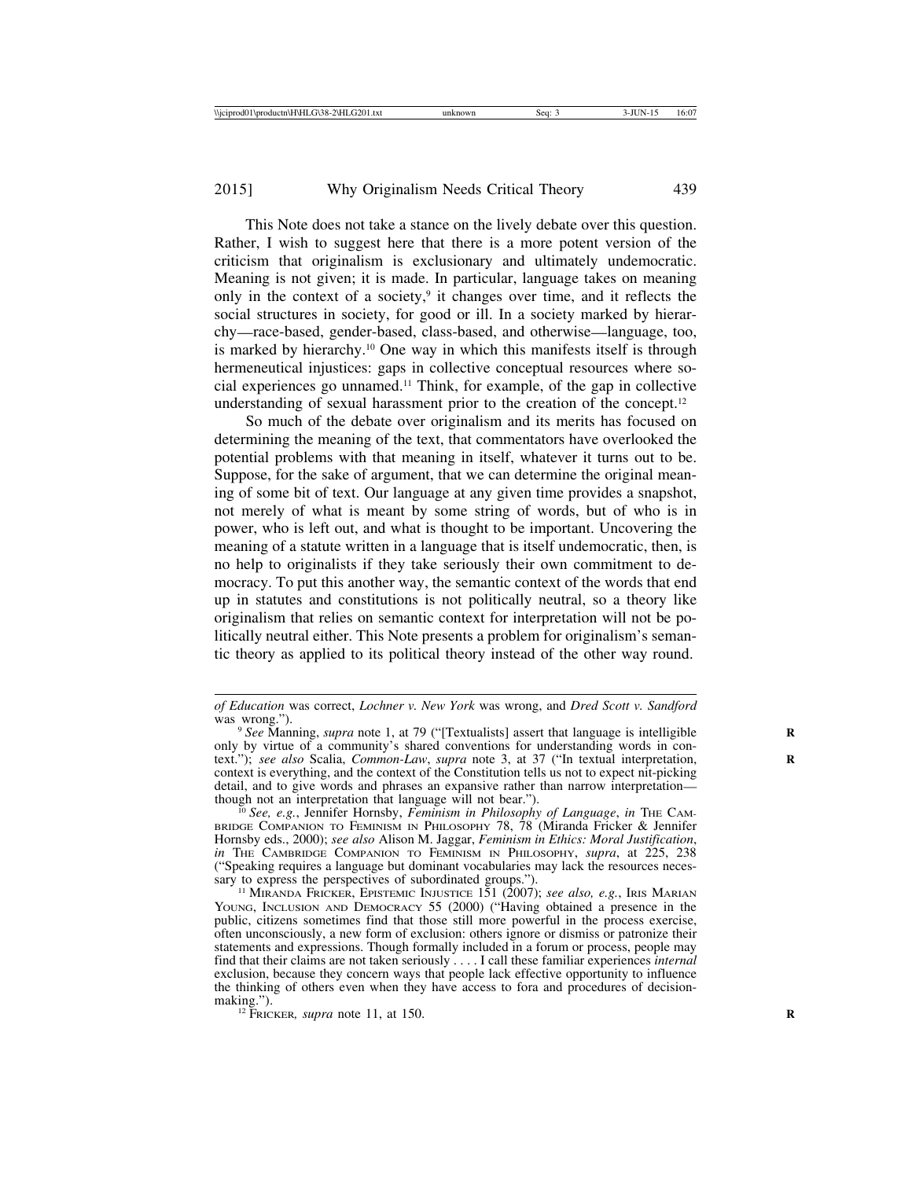This Note does not take a stance on the lively debate over this question. Rather, I wish to suggest here that there is a more potent version of the criticism that originalism is exclusionary and ultimately undemocratic. Meaning is not given; it is made. In particular, language takes on meaning only in the context of a society,[9] it changes over time, and it reflects the social structures in society, for good or ill. In a society marked by hierarchy—race-based, gender-based, class-based, and otherwise—language, too, is marked by hierarchy.[10] One way in which this manifests itself is through hermeneutical injustices: gaps in collective conceptual resources where social experiences go unnamed.[11] Think, for example, of the gap in collective understanding of sexual harassment prior to the creation of the concept.[12]

So much of the debate over originalism and its merits has focused on determining the meaning of the text, that commentators have overlooked the potential problems with that meaning in itself, whatever it turns out to be. Suppose, for the sake of argument, that we can determine the original meaning of some bit of text. Our language at any given time provides a snapshot, not merely of what is meant by some string of words, but of who is in power, who is left out, and what is thought to be important. Uncovering the meaning of a statute written in a language that is itself undemocratic, then, is no help to originalists if they take seriously their own commitment to democracy. To put this another way, the semantic context of the words that end up in statutes and constitutions is not politically neutral, so a theory like originalism that relies on semantic context for interpretation will not be politically neutral either. This Note presents a problem for originalism's semantic theory as applied to its political theory instead of the other way round.

---

*of Education* was correct, *Lochner v. New York* was wrong, and *Dred Scott v. Sandford* was wrong.").

[9] *See* Manning, *supra* note 1, at 79 ("[Textualists] assert that language is intelligible only by virtue of a community's shared conventions for understanding words in context."); *see also* Scalia, *Common-Law*, *supra* note 3, at 37 ("In textual interpretation, context is everything, and the context of the Constitution tells us not to expect nit-picking detail, and to give words and phrases an expansive rather than narrow interpretation—though not an interpretation that language will not bear.").

[10] *See, e.g.*, Jennifer Hornsby, *Feminism in Philosophy of Language*, *in* The Cambridge Companion to Feminism in Philosophy 78, 78 (Miranda Fricker & Jennifer Hornsby eds., 2000); *see also* Alison M. Jaggar, *Feminism in Ethics: Moral Justification*, *in* The Cambridge Companion to Feminism in Philosophy, *supra*, at 225, 238 ("Speaking requires a language but dominant vocabularies may lack the resources necessary to express the perspectives of subordinated groups.").

[11] Miranda Fricker, Epistemic Injustice 151 (2007); *see also, e.g.*, Iris Marian Young, Inclusion and Democracy 55 (2000) ("Having obtained a presence in the public, citizens sometimes find that those still more powerful in the process exercise, often unconsciously, a new form of exclusion: others ignore or dismiss or patronize their statements and expressions. Though formally included in a forum or process, people may find that their claims are not taken seriously . . . . I call these familiar experiences *internal* exclusion, because they concern ways that people lack effective opportunity to influence the thinking of others even when they have access to fora and procedures of decision-making.").

[12] Fricker, *supra* note 11, at 150.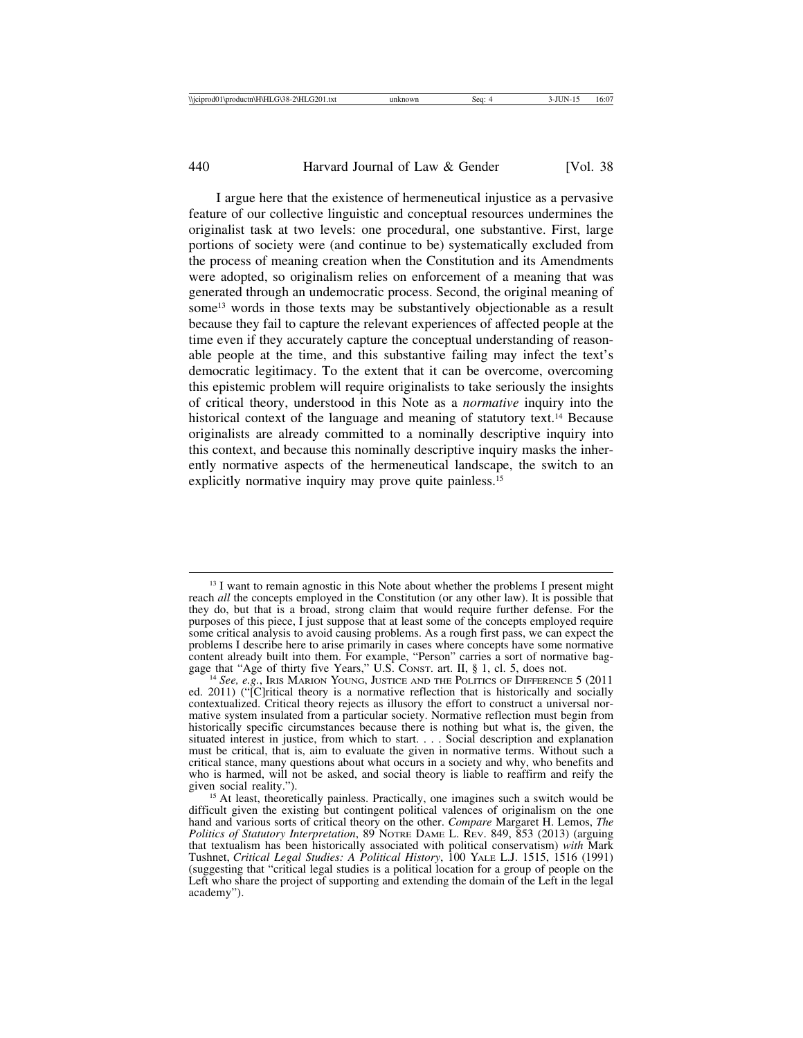I argue here that the existence of hermeneutical injustice as a pervasive feature of our collective linguistic and conceptual resources undermines the originalist task at two levels: one procedural, one substantive. First, large portions of society were (and continue to be) systematically excluded from the process of meaning creation when the Constitution and its Amendments were adopted, so originalism relies on enforcement of a meaning that was generated through an undemocratic process. Second, the original meaning of some[13] words in those texts may be substantively objectionable as a result because they fail to capture the relevant experiences of affected people at the time even if they accurately capture the conceptual understanding of reasonable people at the time, and this substantive failing may infect the text's democratic legitimacy. To the extent that it can be overcome, overcoming this epistemic problem will require originalists to take seriously the insights of critical theory, understood in this Note as a *normative* inquiry into the historical context of the language and meaning of statutory text.[14] Because originalists are already committed to a nominally descriptive inquiry into this context, and because this nominally descriptive inquiry masks the inherently normative aspects of the hermeneutical landscape, the switch to an explicitly normative inquiry may prove quite painless.[15]

---

[13] I want to remain agnostic in this Note about whether the problems I present might reach *all* the concepts employed in the Constitution (or any other law). It is possible that they do, but that is a broad, strong claim that would require further defense. For the purposes of this piece, I just suppose that at least some of the concepts employed require some critical analysis to avoid causing problems. As a rough first pass, we can expect the problems I describe here to arise primarily in cases where concepts have some normative content already built into them. For example, "Person" carries a sort of normative baggage that "Age of thirty five Years," U.S. CONST. art. II, § 1, cl. 5, does not.

[14] *See, e.g.*, IRIS MARION YOUNG, JUSTICE AND THE POLITICS OF DIFFERENCE 5 (2011 ed. 2011) ("[C]ritical theory is a normative reflection that is historically and socially contextualized. Critical theory rejects as illusory the effort to construct a universal normative system insulated from a particular society. Normative reflection must begin from historically specific circumstances because there is nothing but what is, the given, the situated interest in justice, from which to start. . . . Social description and explanation must be critical, that is, aim to evaluate the given in normative terms. Without such a critical stance, many questions about what occurs in a society and why, who benefits and who is harmed, will not be asked, and social theory is liable to reaffirm and reify the given social reality.").

[15] At least, theoretically painless. Practically, one imagines such a switch would be difficult given the existing but contingent political valences of originalism on the one hand and various sorts of critical theory on the other. *Compare* Margaret H. Lemos, *The Politics of Statutory Interpretation*, 89 NOTRE DAME L. REV. 849, 853 (2013) (arguing that textualism has been historically associated with political conservatism) *with* Mark Tushnet, *Critical Legal Studies: A Political History*, 100 YALE L.J. 1515, 1516 (1991) (suggesting that "critical legal studies is a political location for a group of people on the Left who share the project of supporting and extending the domain of the Left in the legal academy").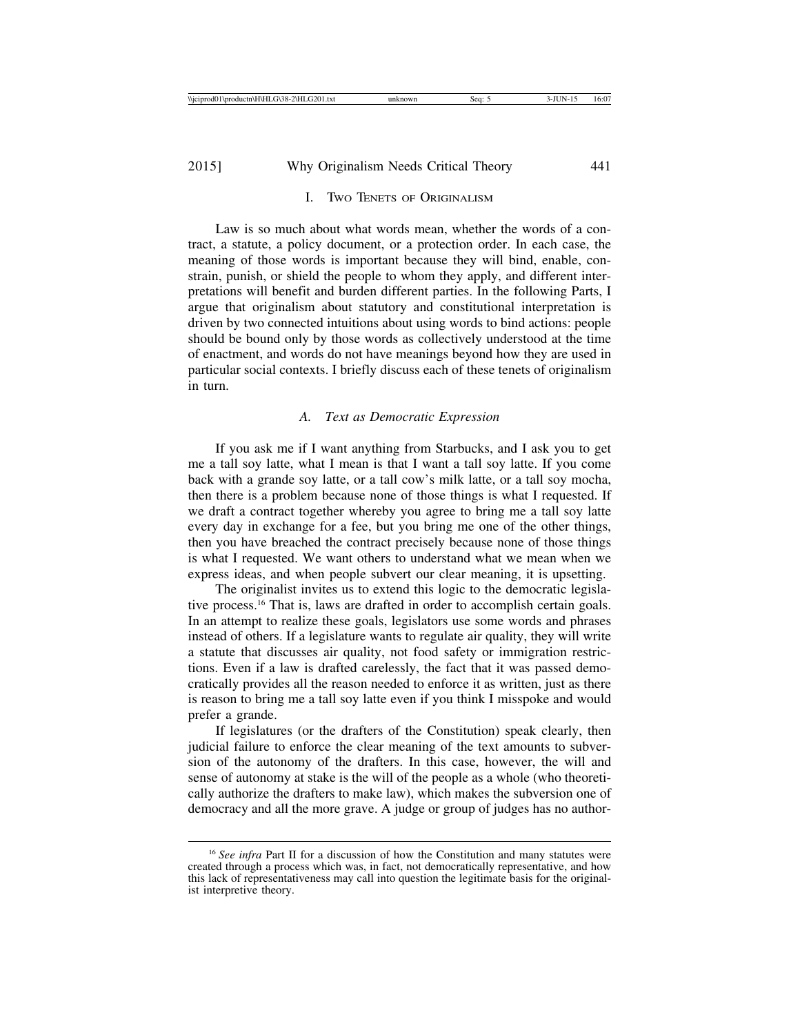## I. Two Tenets of Originalism

Law is so much about what words mean, whether the words of a contract, a statute, a policy document, or a protection order. In each case, the meaning of those words is important because they will bind, enable, constrain, punish, or shield the people to whom they apply, and different interpretations will benefit and burden different parties. In the following Parts, I argue that originalism about statutory and constitutional interpretation is driven by two connected intuitions about using words to bind actions: people should be bound only by those words as collectively understood at the time of enactment, and words do not have meanings beyond how they are used in particular social contexts. I briefly discuss each of these tenets of originalism in turn.

### A. *Text as Democratic Expression*

If you ask me if I want anything from Starbucks, and I ask you to get me a tall soy latte, what I mean is that I want a tall soy latte. If you come back with a grande soy latte, or a tall cow's milk latte, or a tall soy mocha, then there is a problem because none of those things is what I requested. If we draft a contract together whereby you agree to bring me a tall soy latte every day in exchange for a fee, but you bring me one of the other things, then you have breached the contract precisely because none of those things is what I requested. We want others to understand what we mean when we express ideas, and when people subvert our clear meaning, it is upsetting.

The originalist invites us to extend this logic to the democratic legislative process.[16] That is, laws are drafted in order to accomplish certain goals. In an attempt to realize these goals, legislators use some words and phrases instead of others. If a legislature wants to regulate air quality, they will write a statute that discusses air quality, not food safety or immigration restrictions. Even if a law is drafted carelessly, the fact that it was passed democratically provides all the reason needed to enforce it as written, just as there is reason to bring me a tall soy latte even if you think I misspoke and would prefer a grande.

If legislatures (or the drafters of the Constitution) speak clearly, then judicial failure to enforce the clear meaning of the text amounts to subversion of the autonomy of the drafters. In this case, however, the will and sense of autonomy at stake is the will of the people as a whole (who theoretically authorize the drafters to make law), which makes the subversion one of democracy and all the more grave. A judge or group of judges has no author-

---

[16] *See infra* Part II for a discussion of how the Constitution and many statutes were created through a process which was, in fact, not democratically representative, and how this lack of representativeness may call into question the legitimate basis for the originalist interpretive theory.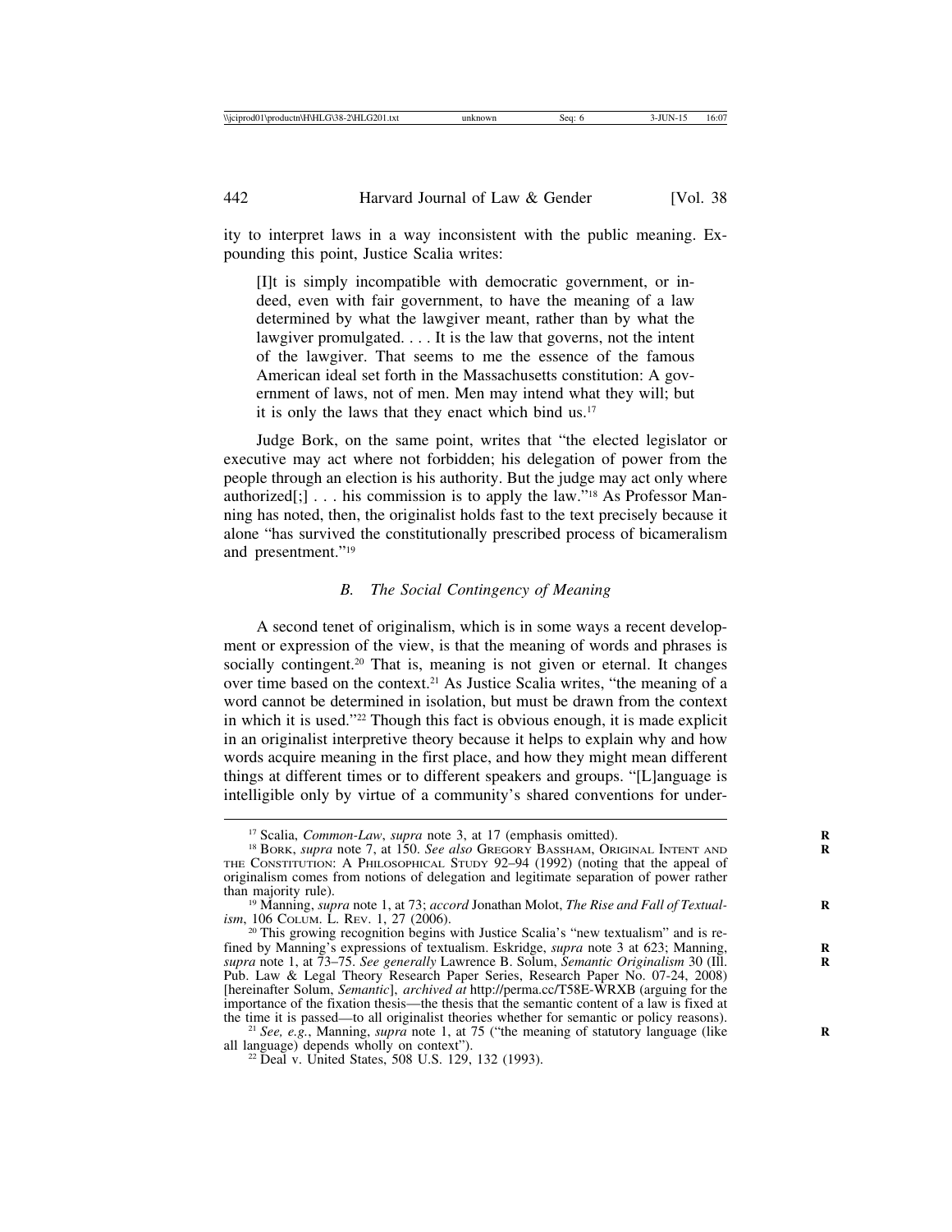ity to interpret laws in a way inconsistent with the public meaning. Expounding this point, Justice Scalia writes:

> [I]t is simply incompatible with democratic government, or indeed, even with fair government, to have the meaning of a law determined by what the lawgiver meant, rather than by what the lawgiver promulgated. . . . It is the law that governs, not the intent of the lawgiver. That seems to me the essence of the famous American ideal set forth in the Massachusetts constitution: A government of laws, not of men. Men may intend what they will; but it is only the laws that they enact which bind us.[17]

Judge Bork, on the same point, writes that "the elected legislator or executive may act where not forbidden; his delegation of power from the people through an election is his authority. But the judge may act only where authorized[;] . . . his commission is to apply the law."[18] As Professor Manning has noted, then, the originalist holds fast to the text precisely because it alone "has survived the constitutionally prescribed process of bicameralism and presentment."[19]

### *B. The Social Contingency of Meaning*

A second tenet of originalism, which is in some ways a recent development or expression of the view, is that the meaning of words and phrases is socially contingent.[20] That is, meaning is not given or eternal. It changes over time based on the context.[21] As Justice Scalia writes, "the meaning of a word cannot be determined in isolation, but must be drawn from the context in which it is used."[22] Though this fact is obvious enough, it is made explicit in an originalist interpretive theory because it helps to explain why and how words acquire meaning in the first place, and how they might mean different things at different times or to different speakers and groups. "[L]anguage is intelligible only by virtue of a community's shared conventions for under-

---

[17] Scalia, *Common-Law*, *supra* note 3, at 17 (emphasis omitted).

[18] BORK, *supra* note 7, at 150. *See also* GREGORY BASSHAM, ORIGINAL INTENT AND THE CONSTITUTION: A PHILOSOPHICAL STUDY 92–94 (1992) (noting that the appeal of originalism comes from notions of delegation and legitimate separation of power rather than majority rule).

[19] Manning, *supra* note 1, at 73; *accord* Jonathan Molot, *The Rise and Fall of Textualism*, 106 COLUM. L. REV. 1, 27 (2006).

[20] This growing recognition begins with Justice Scalia's "new textualism" and is refined by Manning's expressions of textualism. Eskridge, *supra* note 3 at 623; Manning, *supra* note 1, at 73–75. *See generally* Lawrence B. Solum, *Semantic Originalism* 30 (Ill. Pub. Law & Legal Theory Research Paper Series, Research Paper No. 07-24, 2008) [hereinafter Solum, *Semantic*], *archived at* http://perma.cc/T58E-WRXB (arguing for the importance of the fixation thesis—the thesis that the semantic content of a law is fixed at the time it is passed—to all originalist theories whether for semantic or policy reasons).

[21] *See, e.g.*, Manning, *supra* note 1, at 75 ("the meaning of statutory language (like all language) depends wholly on context").

[22] Deal v. United States, 508 U.S. 129, 132 (1993).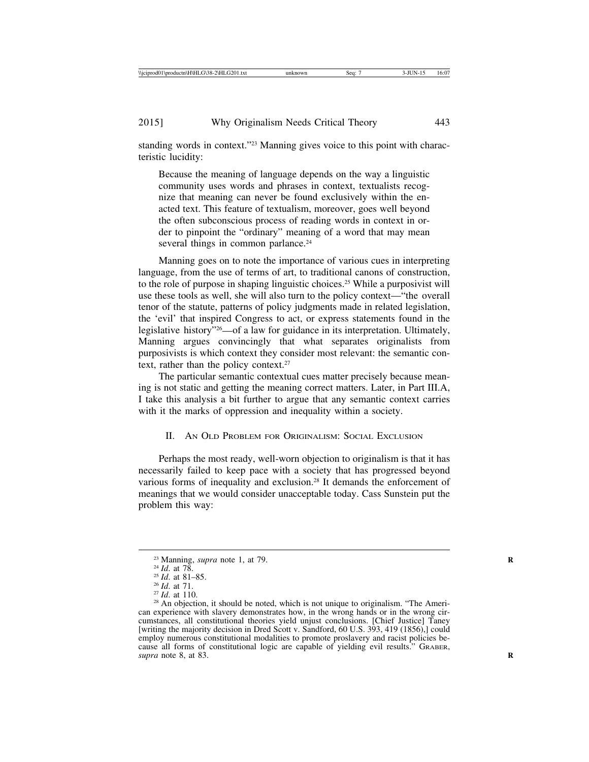standing words in context."[23] Manning gives voice to this point with characteristic lucidity:

> Because the meaning of language depends on the way a linguistic community uses words and phrases in context, textualists recognize that meaning can never be found exclusively within the enacted text. This feature of textualism, moreover, goes well beyond the often subconscious process of reading words in context in order to pinpoint the "ordinary" meaning of a word that may mean several things in common parlance.[24]

Manning goes on to note the importance of various cues in interpreting language, from the use of terms of art, to traditional canons of construction, to the role of purpose in shaping linguistic choices.[25] While a purposivist will use these tools as well, she will also turn to the policy context—"the overall tenor of the statute, patterns of policy judgments made in related legislation, the 'evil' that inspired Congress to act, or express statements found in the legislative history"[26]—of a law for guidance in its interpretation. Ultimately, Manning argues convincingly that what separates originalists from purposivists is which context they consider most relevant: the semantic context, rather than the policy context.[27]

The particular semantic contextual cues matter precisely because meaning is not static and getting the meaning correct matters. Later, in Part III.A, I take this analysis a bit further to argue that any semantic context carries with it the marks of oppression and inequality within a society.

## II. An Old Problem for Originalism: Social Exclusion

Perhaps the most ready, well-worn objection to originalism is that it has necessarily failed to keep pace with a society that has progressed beyond various forms of inequality and exclusion.[28] It demands the enforcement of meanings that we would consider unacceptable today. Cass Sunstein put the problem this way:

---

[23] Manning, *supra* note 1, at 79.

[24] *Id.* at 78.

[25] *Id.* at 81–85.

[26] *Id.* at 71.

[27] *Id.* at 110.

[28] An objection, it should be noted, which is not unique to originalism. "The American experience with slavery demonstrates how, in the wrong hands or in the wrong circumstances, all constitutional theories yield unjust conclusions. [Chief Justice] Taney [writing the majority decision in Dred Scott v. Sandford, 60 U.S. 393, 419 (1856),] could employ numerous constitutional modalities to promote proslavery and racist policies because all forms of constitutional logic are capable of yielding evil results." Graber, *supra* note 8, at 83.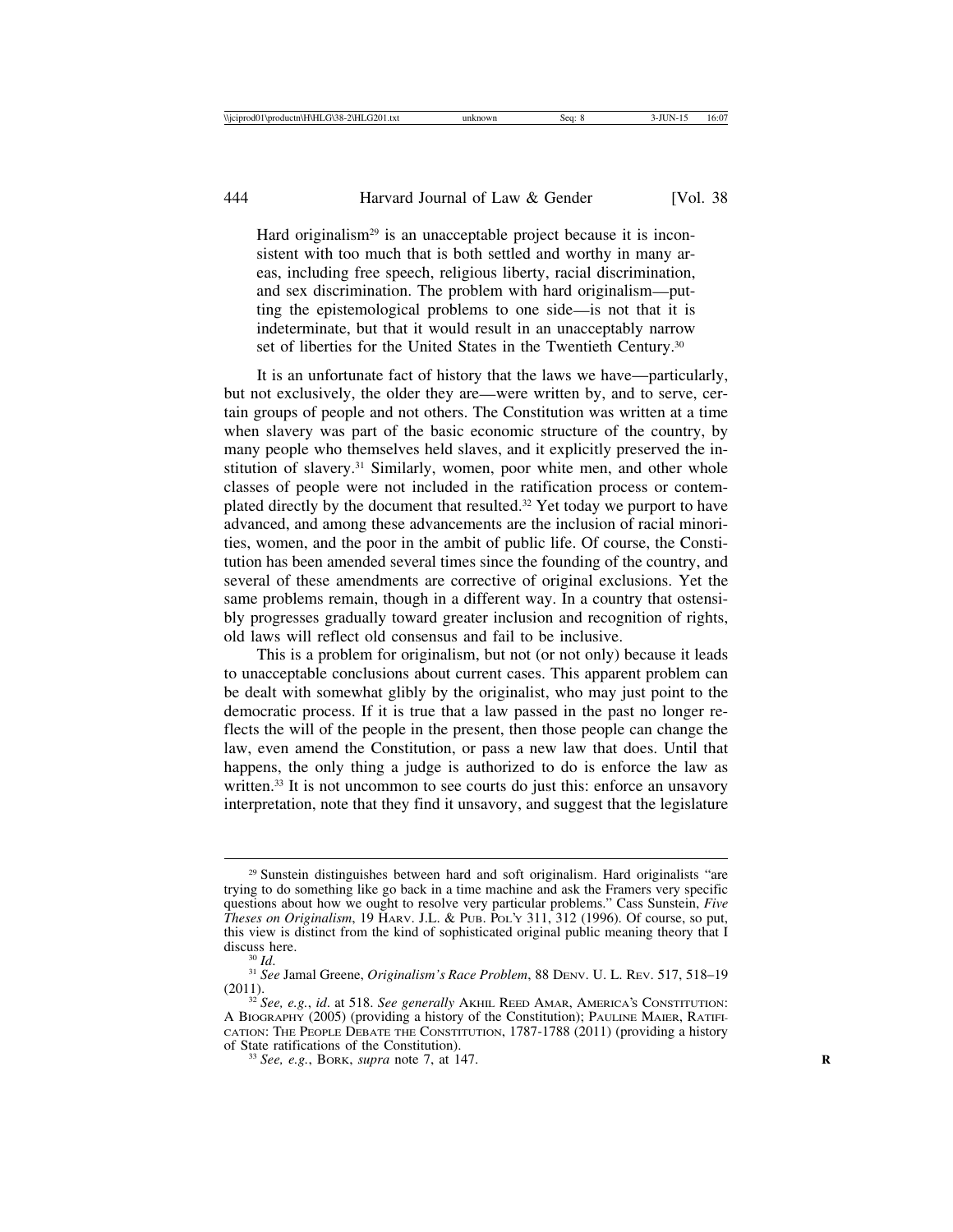> Hard originalism[29] is an unacceptable project because it is inconsistent with too much that is both settled and worthy in many areas, including free speech, religious liberty, racial discrimination, and sex discrimination. The problem with hard originalism—putting the epistemological problems to one side—is not that it is indeterminate, but that it would result in an unacceptably narrow set of liberties for the United States in the Twentieth Century.[30]

It is an unfortunate fact of history that the laws we have—particularly, but not exclusively, the older they are—were written by, and to serve, certain groups of people and not others. The Constitution was written at a time when slavery was part of the basic economic structure of the country, by many people who themselves held slaves, and it explicitly preserved the institution of slavery.[31] Similarly, women, poor white men, and other whole classes of people were not included in the ratification process or contemplated directly by the document that resulted.[32] Yet today we purport to have advanced, and among these advancements are the inclusion of racial minorities, women, and the poor in the ambit of public life. Of course, the Constitution has been amended several times since the founding of the country, and several of these amendments are corrective of original exclusions. Yet the same problems remain, though in a different way. In a country that ostensibly progresses gradually toward greater inclusion and recognition of rights, old laws will reflect old consensus and fail to be inclusive.

This is a problem for originalism, but not (or not only) because it leads to unacceptable conclusions about current cases. This apparent problem can be dealt with somewhat glibly by the originalist, who may just point to the democratic process. If it is true that a law passed in the past no longer reflects the will of the people in the present, then those people can change the law, even amend the Constitution, or pass a new law that does. Until that happens, the only thing a judge is authorized to do is enforce the law as written.[33] It is not uncommon to see courts do just this: enforce an unsavory interpretation, note that they find it unsavory, and suggest that the legislature

---

[29] Sunstein distinguishes between hard and soft originalism. Hard originalists "are trying to do something like go back in a time machine and ask the Framers very specific questions about how we ought to resolve very particular problems." Cass Sunstein, *Five Theses on Originalism*, 19 HARV. J.L. & PUB. POL'Y 311, 312 (1996). Of course, so put, this view is distinct from the kind of sophisticated original public meaning theory that I discuss here.

[30] *Id.*

[31] *See* Jamal Greene, *Originalism's Race Problem*, 88 DENV. U. L. REV. 517, 518–19 (2011).

[32] *See, e.g.*, *id.* at 518. *See generally* AKHIL REED AMAR, AMERICA'S CONSTITUTION: A BIOGRAPHY (2005) (providing a history of the Constitution); PAULINE MAIER, RATIFICATION: THE PEOPLE DEBATE THE CONSTITUTION, 1787-1788 (2011) (providing a history of State ratifications of the Constitution).

[33] *See, e.g.*, BORK, *supra* note 7, at 147.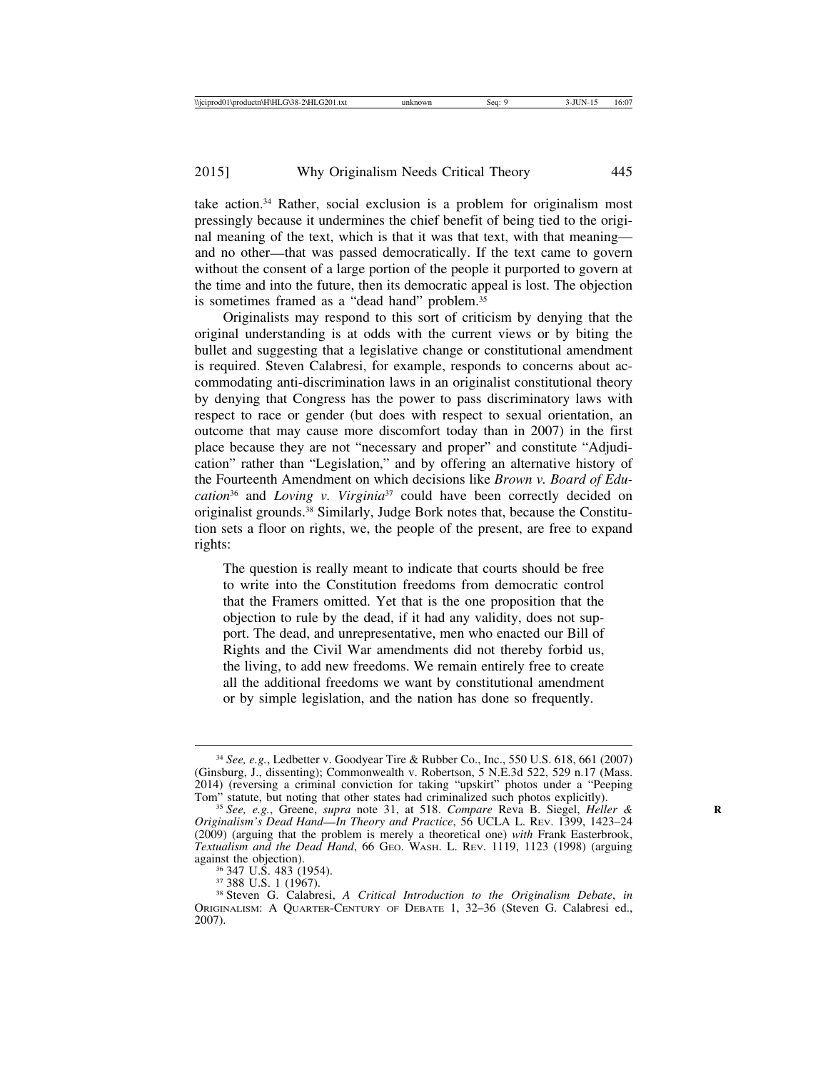take action.[34] Rather, social exclusion is a problem for originalism most pressingly because it undermines the chief benefit of being tied to the original meaning of the text, which is that it was that text, with that meaning—and no other—that was passed democratically. If the text came to govern without the consent of a large portion of the people it purported to govern at the time and into the future, then its democratic appeal is lost. The objection is sometimes framed as a "dead hand" problem.[35]

Originalists may respond to this sort of criticism by denying that the original understanding is at odds with the current views or by biting the bullet and suggesting that a legislative change or constitutional amendment is required. Steven Calabresi, for example, responds to concerns about accommodating anti-discrimination laws in an originalist constitutional theory by denying that Congress has the power to pass discriminatory laws with respect to race or gender (but does with respect to sexual orientation, an outcome that may cause more discomfort today than in 2007) in the first place because they are not "necessary and proper" and constitute "Adjudication" rather than "Legislation," and by offering an alternative history of the Fourteenth Amendment on which decisions like *Brown v. Board of Education*[36] and *Loving v. Virginia*[37] could have been correctly decided on originalist grounds.[38] Similarly, Judge Bork notes that, because the Constitution sets a floor on rights, we, the people of the present, are free to expand rights:

> The question is really meant to indicate that courts should be free to write into the Constitution freedoms from democratic control that the Framers omitted. Yet that is the one proposition that the objection to rule by the dead, if it had any validity, does not support. The dead, and unrepresentative, men who enacted our Bill of Rights and the Civil War amendments did not thereby forbid us, the living, to add new freedoms. We remain entirely free to create all the additional freedoms we want by constitutional amendment or by simple legislation, and the nation has done so frequently.

---

[34] *See, e.g.*, Ledbetter v. Goodyear Tire & Rubber Co., Inc., 550 U.S. 618, 661 (2007) (Ginsburg, J., dissenting); Commonwealth v. Robertson, 5 N.E.3d 522, 529 n.17 (Mass. 2014) (reversing a criminal conviction for taking "upskirt" photos under a "Peeping Tom" statute, but noting that other states had criminalized such photos explicitly).

[35] *See, e.g.*, Greene, *supra* note 31, at 518. *Compare* Reva B. Siegel, *Heller & Originalism's Dead Hand—In Theory and Practice*, 56 UCLA L. Rev. 1399, 1423–24 (2009) (arguing that the problem is merely a theoretical one) *with* Frank Easterbrook, *Textualism and the Dead Hand*, 66 Geo. Wash. L. Rev. 1119, 1123 (1998) (arguing against the objection).

[36] 347 U.S. 483 (1954).

[37] 388 U.S. 1 (1967).

[38] Steven G. Calabresi, *A Critical Introduction to the Originalism Debate*, *in* Originalism: A Quarter-Century of Debate 1, 32–36 (Steven G. Calabresi ed., 2007).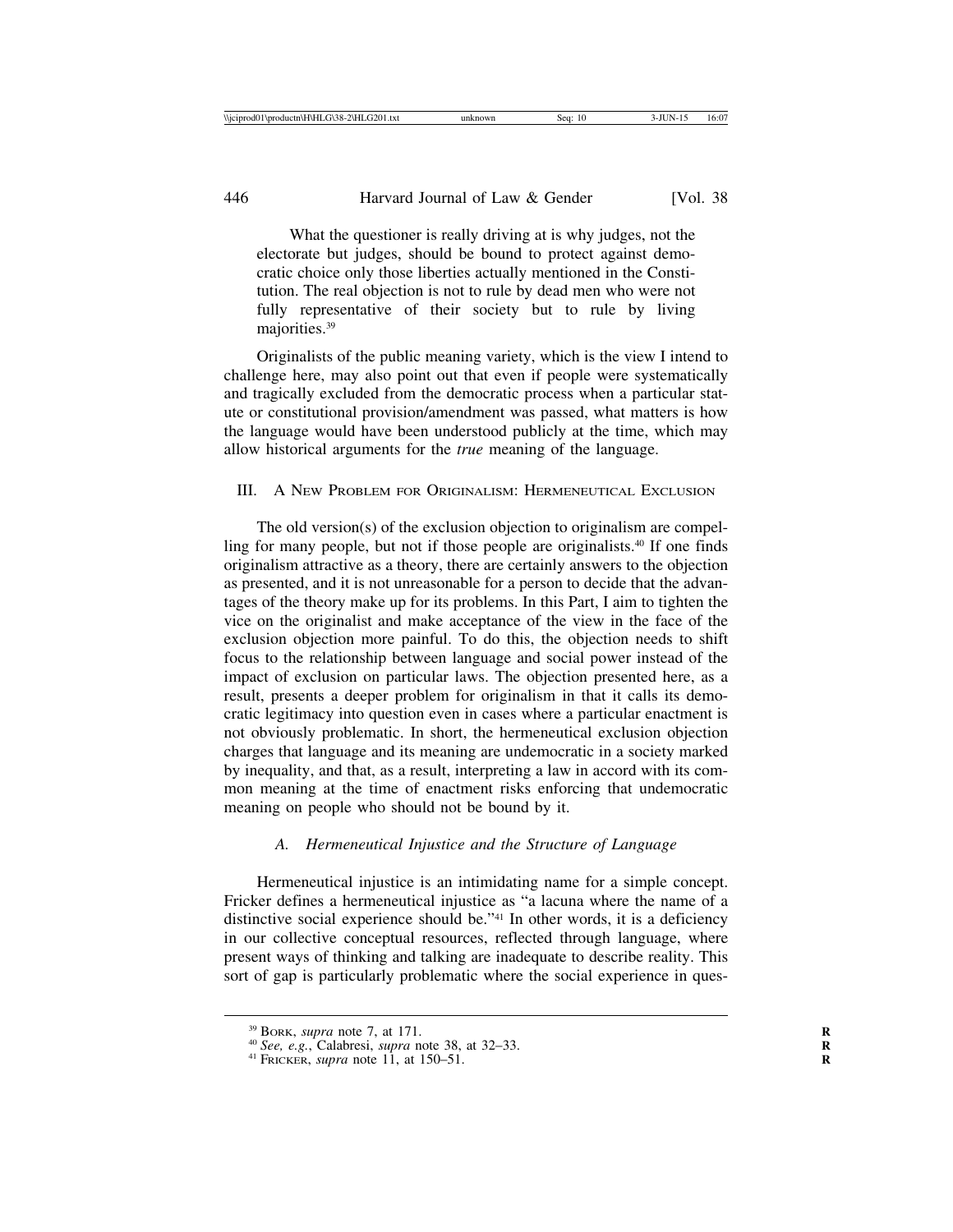> What the questioner is really driving at is why judges, not the electorate but judges, should be bound to protect against democratic choice only those liberties actually mentioned in the Constitution. The real objection is not to rule by dead men who were not fully representative of their society but to rule by living majorities.[39]

Originalists of the public meaning variety, which is the view I intend to challenge here, may also point out that even if people were systematically and tragically excluded from the democratic process when a particular statute or constitutional provision/amendment was passed, what matters is how the language would have been understood publicly at the time, which may allow historical arguments for the *true* meaning of the language.

## III. A New Problem for Originalism: Hermeneutical Exclusion

The old version(s) of the exclusion objection to originalism are compelling for many people, but not if those people are originalists.[40] If one finds originalism attractive as a theory, there are certainly answers to the objection as presented, and it is not unreasonable for a person to decide that the advantages of the theory make up for its problems. In this Part, I aim to tighten the vice on the originalist and make acceptance of the view in the face of the exclusion objection more painful. To do this, the objection needs to shift focus to the relationship between language and social power instead of the impact of exclusion on particular laws. The objection presented here, as a result, presents a deeper problem for originalism in that it calls its democratic legitimacy into question even in cases where a particular enactment is not obviously problematic. In short, the hermeneutical exclusion objection charges that language and its meaning are undemocratic in a society marked by inequality, and that, as a result, interpreting a law in accord with its common meaning at the time of enactment risks enforcing that undemocratic meaning on people who should not be bound by it.

### *A. Hermeneutical Injustice and the Structure of Language*

Hermeneutical injustice is an intimidating name for a simple concept. Fricker defines a hermeneutical injustice as "a lacuna where the name of a distinctive social experience should be."[41] In other words, it is a deficiency in our collective conceptual resources, reflected through language, where present ways of thinking and talking are inadequate to describe reality. This sort of gap is particularly problematic where the social experience in ques-

---

[39] Bork, *supra* note 7, at 171.

[40] *See, e.g.*, Calabresi, *supra* note 38, at 32–33.

[41] Fricker, *supra* note 11, at 150–51.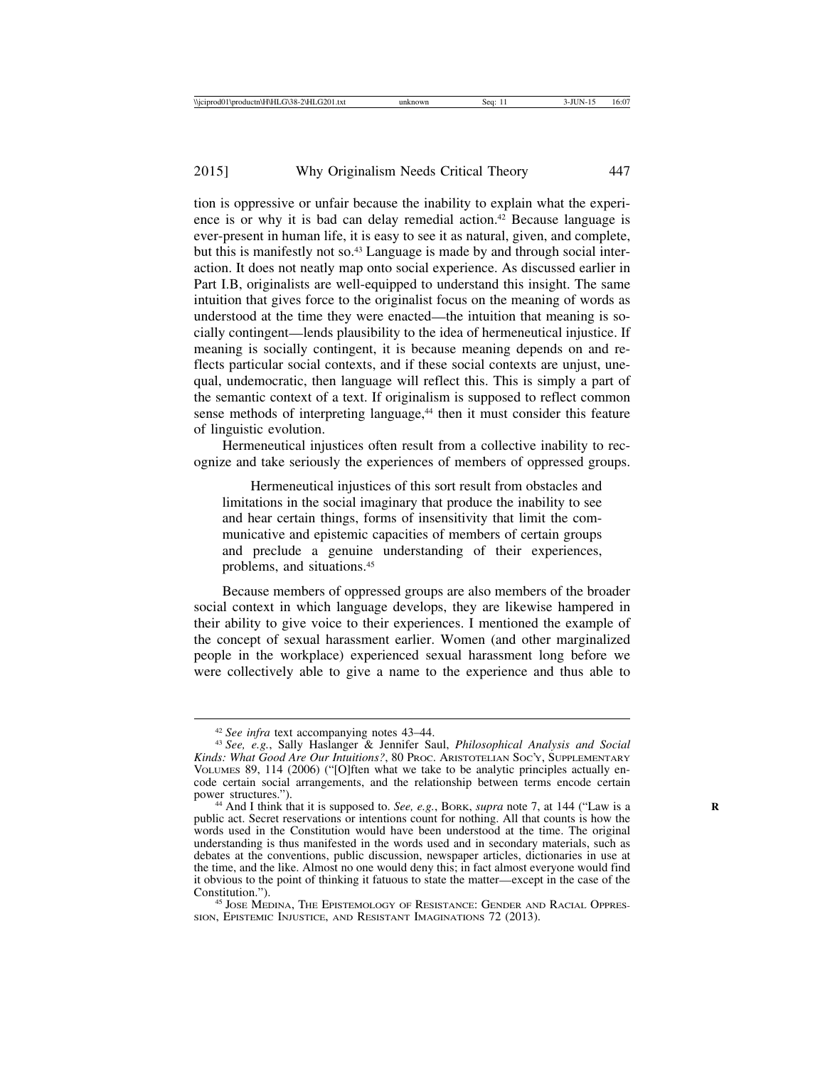tion is oppressive or unfair because the inability to explain what the experience is or why it is bad can delay remedial action.[42] Because language is ever-present in human life, it is easy to see it as natural, given, and complete, but this is manifestly not so.[43] Language is made by and through social interaction. It does not neatly map onto social experience. As discussed earlier in Part I.B, originalists are well-equipped to understand this insight. The same intuition that gives force to the originalist focus on the meaning of words as understood at the time they were enacted—the intuition that meaning is socially contingent—lends plausibility to the idea of hermeneutical injustice. If meaning is socially contingent, it is because meaning depends on and reflects particular social contexts, and if these social contexts are unjust, unequal, undemocratic, then language will reflect this. This is simply a part of the semantic context of a text. If originalism is supposed to reflect common sense methods of interpreting language,[44] then it must consider this feature of linguistic evolution.

Hermeneutical injustices often result from a collective inability to recognize and take seriously the experiences of members of oppressed groups.

> Hermeneutical injustices of this sort result from obstacles and limitations in the social imaginary that produce the inability to see and hear certain things, forms of insensitivity that limit the communicative and epistemic capacities of members of certain groups and preclude a genuine understanding of their experiences, problems, and situations.[45]

Because members of oppressed groups are also members of the broader social context in which language develops, they are likewise hampered in their ability to give voice to their experiences. I mentioned the example of the concept of sexual harassment earlier. Women (and other marginalized people in the workplace) experienced sexual harassment long before we were collectively able to give a name to the experience and thus able to

---

[42] *See infra* text accompanying notes 43–44.

[43] *See, e.g.*, Sally Haslanger & Jennifer Saul, *Philosophical Analysis and Social Kinds: What Good Are Our Intuitions?*, 80 Proc. Aristotelian Soc'y, Supplementary Volumes 89, 114 (2006) ("[O]ften what we take to be analytic principles actually encode certain social arrangements, and the relationship between terms encode certain power structures.").

[44] And I think that it is supposed to. *See, e.g.*, Bork, *supra* note 7, at 144 ("Law is a public act. Secret reservations or intentions count for nothing. All that counts is how the words used in the Constitution would have been understood at the time. The original understanding is thus manifested in the words used and in secondary materials, such as debates at the conventions, public discussion, newspaper articles, dictionaries in use at the time, and the like. Almost no one would deny this; in fact almost everyone would find it obvious to the point of thinking it fatuous to state the matter—except in the case of the Constitution.").

[45] Jose Medina, The Epistemology of Resistance: Gender and Racial Oppression, Epistemic Injustice, and Resistant Imaginations 72 (2013).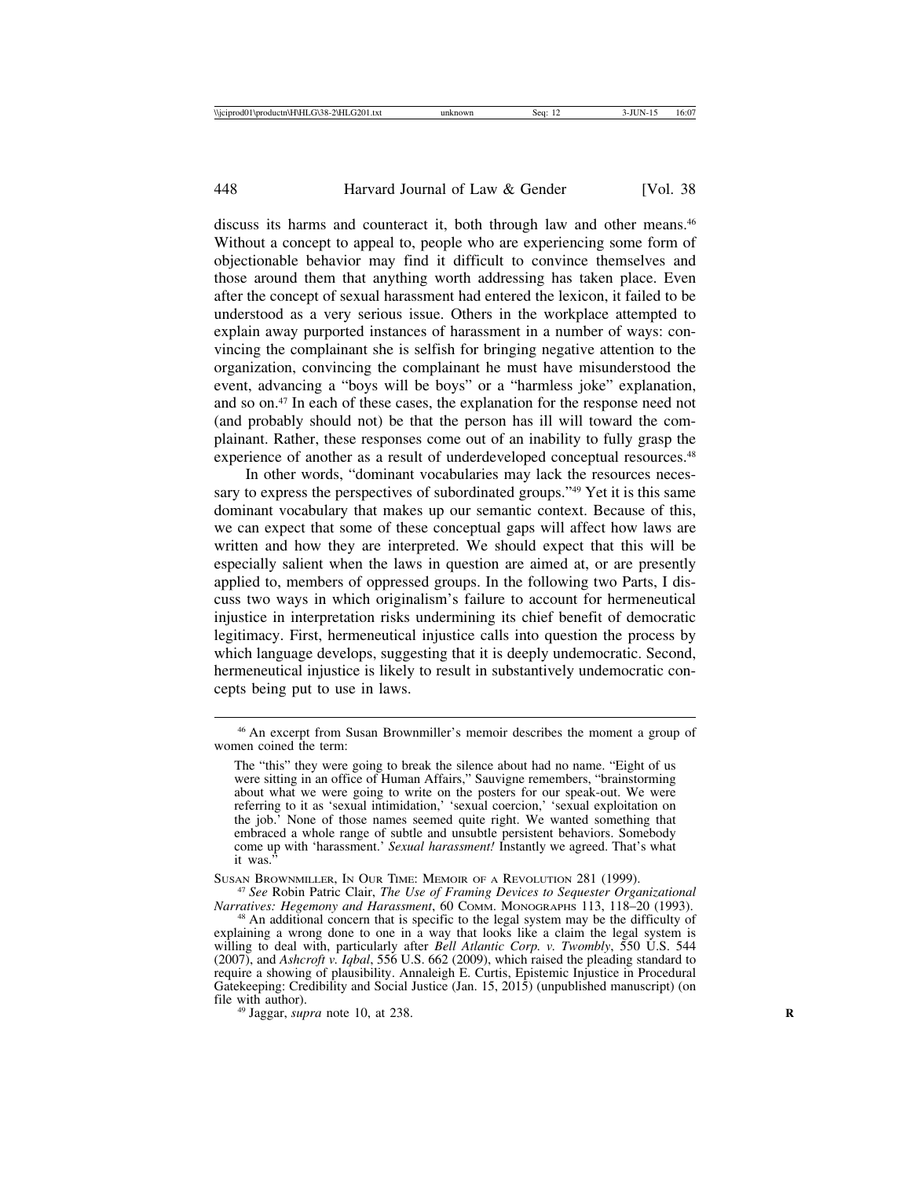discuss its harms and counteract it, both through law and other means.[46] Without a concept to appeal to, people who are experiencing some form of objectionable behavior may find it difficult to convince themselves and those around them that anything worth addressing has taken place. Even after the concept of sexual harassment had entered the lexicon, it failed to be understood as a very serious issue. Others in the workplace attempted to explain away purported instances of harassment in a number of ways: convincing the complainant she is selfish for bringing negative attention to the organization, convincing the complainant he must have misunderstood the event, advancing a "boys will be boys" or a "harmless joke" explanation, and so on.[47] In each of these cases, the explanation for the response need not (and probably should not) be that the person has ill will toward the complainant. Rather, these responses come out of an inability to fully grasp the experience of another as a result of underdeveloped conceptual resources.[48]

In other words, "dominant vocabularies may lack the resources necessary to express the perspectives of subordinated groups."[49] Yet it is this same dominant vocabulary that makes up our semantic context. Because of this, we can expect that some of these conceptual gaps will affect how laws are written and how they are interpreted. We should expect that this will be especially salient when the laws in question are aimed at, or are presently applied to, members of oppressed groups. In the following two Parts, I discuss two ways in which originalism's failure to account for hermeneutical injustice in interpretation risks undermining its chief benefit of democratic legitimacy. First, hermeneutical injustice calls into question the process by which language develops, suggesting that it is deeply undemocratic. Second, hermeneutical injustice is likely to result in substantively undemocratic concepts being put to use in laws.

---

[46] An excerpt from Susan Brownmiller's memoir describes the moment a group of women coined the term:

> The "this" they were going to break the silence about had no name. "Eight of us were sitting in an office of Human Affairs," Sauvigne remembers, "brainstorming about what we were going to write on the posters for our speak-out. We were referring to it as 'sexual intimidation,' 'sexual coercion,' 'sexual exploitation on the job.' None of those names seemed quite right. We wanted something that embraced a whole range of subtle and unsubtle persistent behaviors. Somebody come up with 'harassment.' *Sexual harassment!* Instantly we agreed. That's what it was."

Susan Brownmiller, In Our Time: Memoir of a Revolution 281 (1999).

[47] *See* Robin Patric Clair, *The Use of Framing Devices to Sequester Organizational Narratives: Hegemony and Harassment*, 60 Comm. Monographs 113, 118–20 (1993).

[48] An additional concern that is specific to the legal system may be the difficulty of explaining a wrong done to one in a way that looks like a claim the legal system is willing to deal with, particularly after *Bell Atlantic Corp. v. Twombly*, 550 U.S. 544 (2007), and *Ashcroft v. Iqbal*, 556 U.S. 662 (2009), which raised the pleading standard to require a showing of plausibility. Annaleigh E. Curtis, Epistemic Injustice in Procedural Gatekeeping: Credibility and Social Justice (Jan. 15, 2015) (unpublished manuscript) (on file with author).

[49] Jaggar, *supra* note 10, at 238.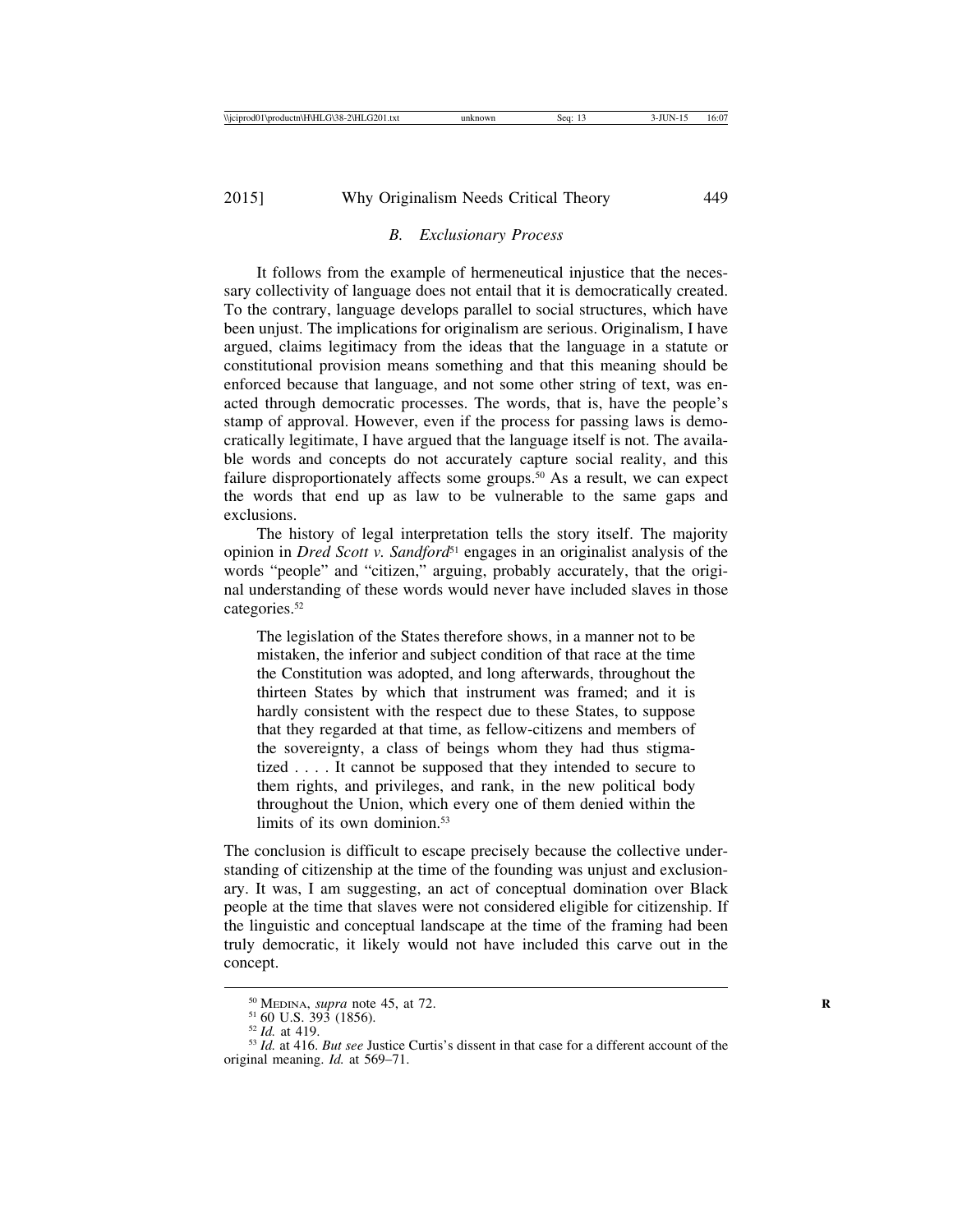### *B. Exclusionary Process*

It follows from the example of hermeneutical injustice that the necessary collectivity of language does not entail that it is democratically created. To the contrary, language develops parallel to social structures, which have been unjust. The implications for originalism are serious. Originalism, I have argued, claims legitimacy from the ideas that the language in a statute or constitutional provision means something and that this meaning should be enforced because that language, and not some other string of text, was enacted through democratic processes. The words, that is, have the people's stamp of approval. However, even if the process for passing laws is democratically legitimate, I have argued that the language itself is not. The available words and concepts do not accurately capture social reality, and this failure disproportionately affects some groups.[50] As a result, we can expect the words that end up as law to be vulnerable to the same gaps and exclusions.

The history of legal interpretation tells the story itself. The majority opinion in *Dred Scott v. Sandford*[51] engages in an originalist analysis of the words "people" and "citizen," arguing, probably accurately, that the original understanding of these words would never have included slaves in those categories.[52]

> The legislation of the States therefore shows, in a manner not to be mistaken, the inferior and subject condition of that race at the time the Constitution was adopted, and long afterwards, throughout the thirteen States by which that instrument was framed; and it is hardly consistent with the respect due to these States, to suppose that they regarded at that time, as fellow-citizens and members of the sovereignty, a class of beings whom they had thus stigmatized . . . . It cannot be supposed that they intended to secure to them rights, and privileges, and rank, in the new political body throughout the Union, which every one of them denied within the limits of its own dominion.[53]

The conclusion is difficult to escape precisely because the collective understanding of citizenship at the time of the founding was unjust and exclusionary. It was, I am suggesting, an act of conceptual domination over Black people at the time that slaves were not considered eligible for citizenship. If the linguistic and conceptual landscape at the time of the framing had been truly democratic, it likely would not have included this carve out in the concept.

---

[50] MEDINA, *supra* note 45, at 72.

[51] 60 U.S. 393 (1856).

[52] *Id.* at 419.

[53] *Id.* at 416. *But see* Justice Curtis's dissent in that case for a different account of the original meaning. *Id.* at 569–71.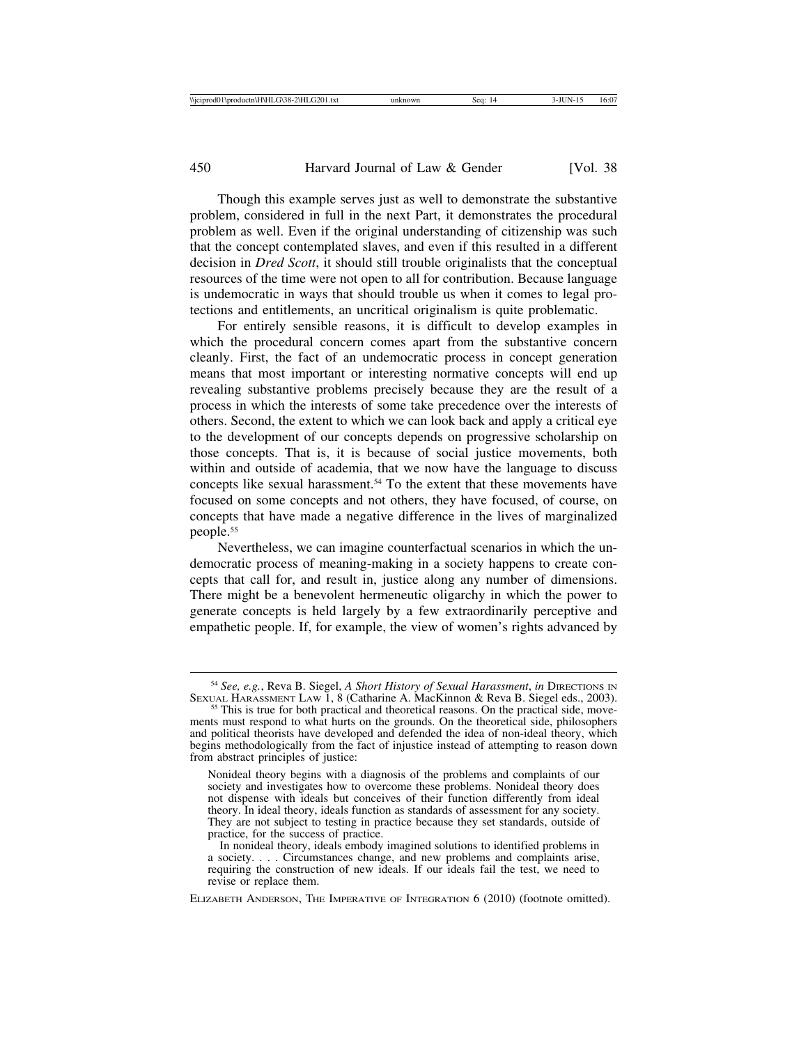Though this example serves just as well to demonstrate the substantive problem, considered in full in the next Part, it demonstrates the procedural problem as well. Even if the original understanding of citizenship was such that the concept contemplated slaves, and even if this resulted in a different decision in *Dred Scott*, it should still trouble originalists that the conceptual resources of the time were not open to all for contribution. Because language is undemocratic in ways that should trouble us when it comes to legal protections and entitlements, an uncritical originalism is quite problematic.

For entirely sensible reasons, it is difficult to develop examples in which the procedural concern comes apart from the substantive concern cleanly. First, the fact of an undemocratic process in concept generation means that most important or interesting normative concepts will end up revealing substantive problems precisely because they are the result of a process in which the interests of some take precedence over the interests of others. Second, the extent to which we can look back and apply a critical eye to the development of our concepts depends on progressive scholarship on those concepts. That is, it is because of social justice movements, both within and outside of academia, that we now have the language to discuss concepts like sexual harassment.[54] To the extent that these movements have focused on some concepts and not others, they have focused, of course, on concepts that have made a negative difference in the lives of marginalized people.[55]

Nevertheless, we can imagine counterfactual scenarios in which the undemocratic process of meaning-making in a society happens to create concepts that call for, and result in, justice along any number of dimensions. There might be a benevolent hermeneutic oligarchy in which the power to generate concepts is held largely by a few extraordinarily perceptive and empathetic people. If, for example, the view of women's rights advanced by

---

[54] *See, e.g.*, Reva B. Siegel, *A Short History of Sexual Harassment*, *in* DIRECTIONS IN SEXUAL HARASSMENT LAW 1, 8 (Catharine A. MacKinnon & Reva B. Siegel eds., 2003).

[55] This is true for both practical and theoretical reasons. On the practical side, movements must respond to what hurts on the grounds. On the theoretical side, philosophers and political theorists have developed and defended the idea of non-ideal theory, which begins methodologically from the fact of injustice instead of attempting to reason down from abstract principles of justice:

> Nonideal theory begins with a diagnosis of the problems and complaints of our society and investigates how to overcome these problems. Nonideal theory does not dispense with ideals but conceives of their function differently from ideal theory. In ideal theory, ideals function as standards of assessment for any society. They are not subject to testing in practice because they set standards, outside of practice, for the success of practice.
>
> In nonideal theory, ideals embody imagined solutions to identified problems in a society. . . . Circumstances change, and new problems and complaints arise, requiring the construction of new ideals. If our ideals fail the test, we need to revise or replace them.

ELIZABETH ANDERSON, THE IMPERATIVE OF INTEGRATION 6 (2010) (footnote omitted).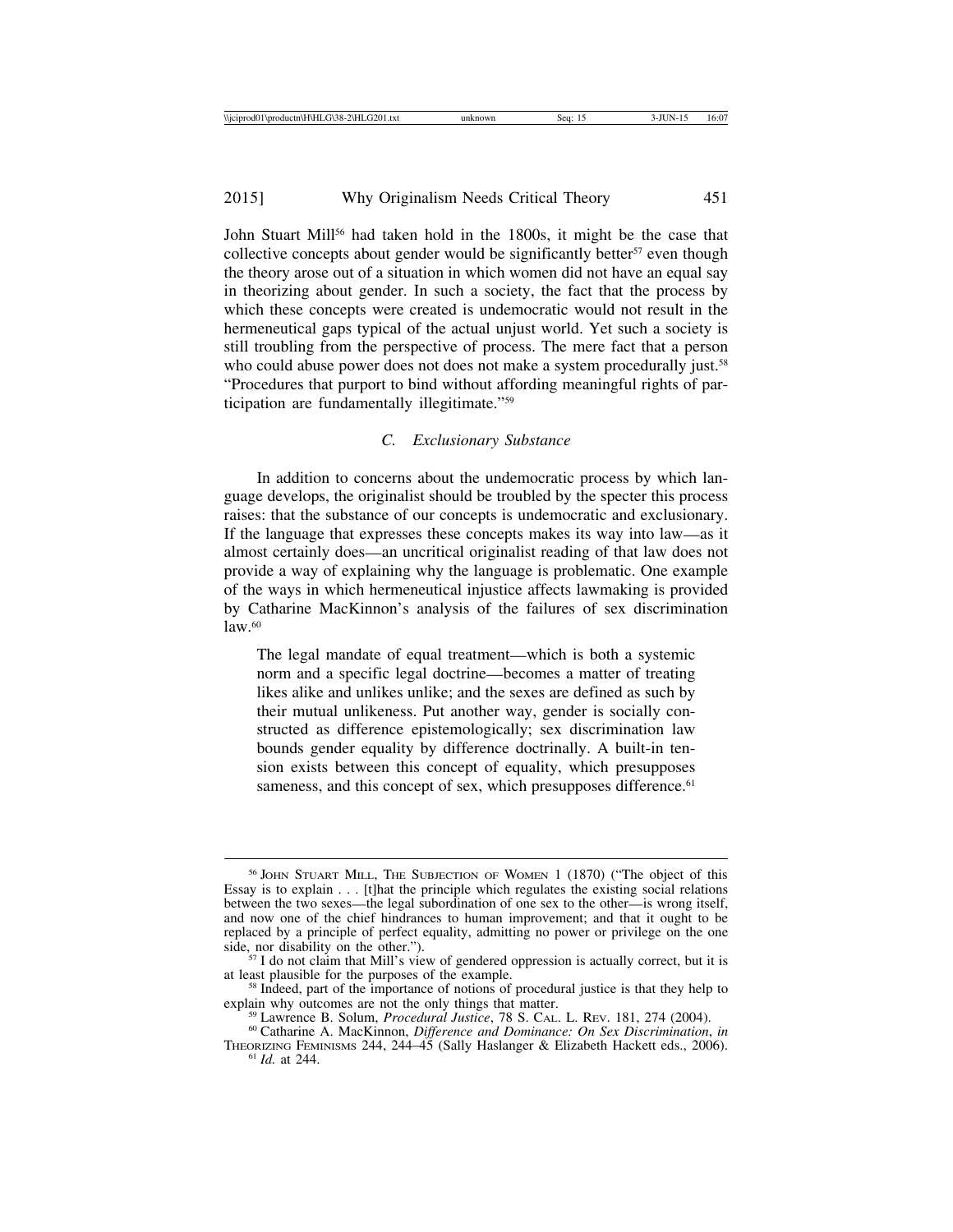John Stuart Mill[56] had taken hold in the 1800s, it might be the case that collective concepts about gender would be significantly better[57] even though the theory arose out of a situation in which women did not have an equal say in theorizing about gender. In such a society, the fact that the process by which these concepts were created is undemocratic would not result in the hermeneutical gaps typical of the actual unjust world. Yet such a society is still troubling from the perspective of process. The mere fact that a person who could abuse power does not does not make a system procedurally just.[58] "Procedures that purport to bind without affording meaningful rights of participation are fundamentally illegitimate."[59]

### *C. Exclusionary Substance*

In addition to concerns about the undemocratic process by which language develops, the originalist should be troubled by the specter this process raises: that the substance of our concepts is undemocratic and exclusionary. If the language that expresses these concepts makes its way into law—as it almost certainly does—an uncritical originalist reading of that law does not provide a way of explaining why the language is problematic. One example of the ways in which hermeneutical injustice affects lawmaking is provided by Catharine MacKinnon's analysis of the failures of sex discrimination law.[60]

> The legal mandate of equal treatment—which is both a systemic norm and a specific legal doctrine—becomes a matter of treating likes alike and unlikes unlike; and the sexes are defined as such by their mutual unlikeness. Put another way, gender is socially constructed as difference epistemologically; sex discrimination law bounds gender equality by difference doctrinally. A built-in tension exists between this concept of equality, which presupposes sameness, and this concept of sex, which presupposes difference.[61]

---

[56] John Stuart Mill, The Subjection of Women 1 (1870) ("The object of this Essay is to explain . . . [t]hat the principle which regulates the existing social relations between the two sexes—the legal subordination of one sex to the other—is wrong itself, and now one of the chief hindrances to human improvement; and that it ought to be replaced by a principle of perfect equality, admitting no power or privilege on the one side, nor disability on the other.").

[57] I do not claim that Mill's view of gendered oppression is actually correct, but it is at least plausible for the purposes of the example.

[58] Indeed, part of the importance of notions of procedural justice is that they help to explain why outcomes are not the only things that matter.

[59] Lawrence B. Solum, *Procedural Justice*, 78 S. Cal. L. Rev. 181, 274 (2004).

[60] Catharine A. MacKinnon, *Difference and Dominance: On Sex Discrimination*, *in* Theorizing Feminisms 244, 244–45 (Sally Haslanger & Elizabeth Hackett eds., 2006).

[61] *Id.* at 244.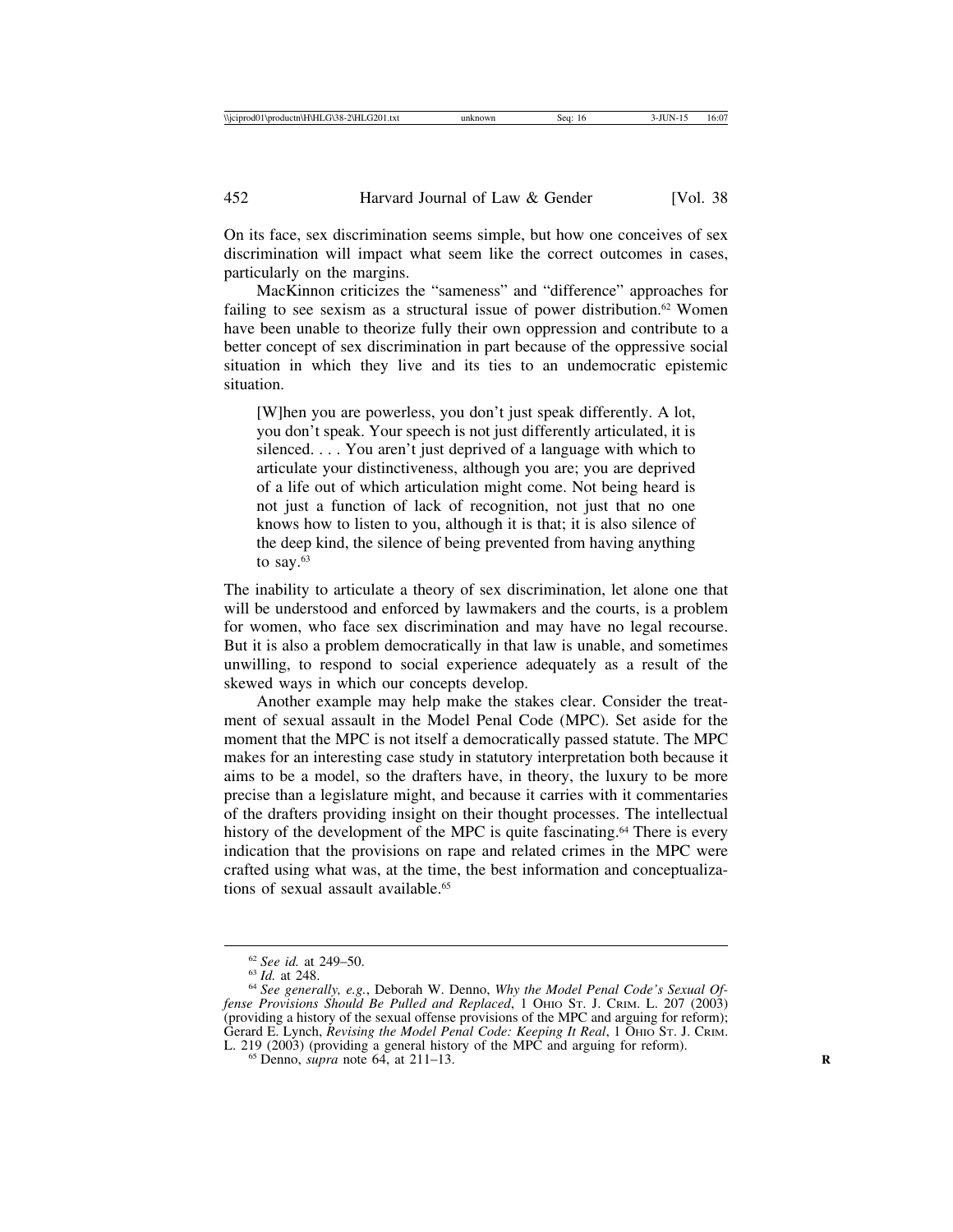On its face, sex discrimination seems simple, but how one conceives of sex discrimination will impact what seem like the correct outcomes in cases, particularly on the margins.

MacKinnon criticizes the "sameness" and "difference" approaches for failing to see sexism as a structural issue of power distribution.[62] Women have been unable to theorize fully their own oppression and contribute to a better concept of sex discrimination in part because of the oppressive social situation in which they live and its ties to an undemocratic epistemic situation.

> [W]hen you are powerless, you don't just speak differently. A lot, you don't speak. Your speech is not just differently articulated, it is silenced. . . . You aren't just deprived of a language with which to articulate your distinctiveness, although you are; you are deprived of a life out of which articulation might come. Not being heard is not just a function of lack of recognition, not just that no one knows how to listen to you, although it is that; it is also silence of the deep kind, the silence of being prevented from having anything to say.[63]

The inability to articulate a theory of sex discrimination, let alone one that will be understood and enforced by lawmakers and the courts, is a problem for women, who face sex discrimination and may have no legal recourse. But it is also a problem democratically in that law is unable, and sometimes unwilling, to respond to social experience adequately as a result of the skewed ways in which our concepts develop.

Another example may help make the stakes clear. Consider the treatment of sexual assault in the Model Penal Code (MPC). Set aside for the moment that the MPC is not itself a democratically passed statute. The MPC makes for an interesting case study in statutory interpretation both because it aims to be a model, so the drafters have, in theory, the luxury to be more precise than a legislature might, and because it carries with it commentaries of the drafters providing insight on their thought processes. The intellectual history of the development of the MPC is quite fascinating.[64] There is every indication that the provisions on rape and related crimes in the MPC were crafted using what was, at the time, the best information and conceptualizations of sexual assault available.[65]

---

[62] *See id.* at 249–50.

[63] *Id.* at 248.

[64] *See generally, e.g.*, Deborah W. Denno, *Why the Model Penal Code's Sexual Offense Provisions Should Be Pulled and Replaced*, 1 Ohio St. J. Crim. L. 207 (2003) (providing a history of the sexual offense provisions of the MPC and arguing for reform); Gerard E. Lynch, *Revising the Model Penal Code: Keeping It Real*, 1 Ohio St. J. Crim. L. 219 (2003) (providing a general history of the MPC and arguing for reform).

[65] Denno, *supra* note 64, at 211–13.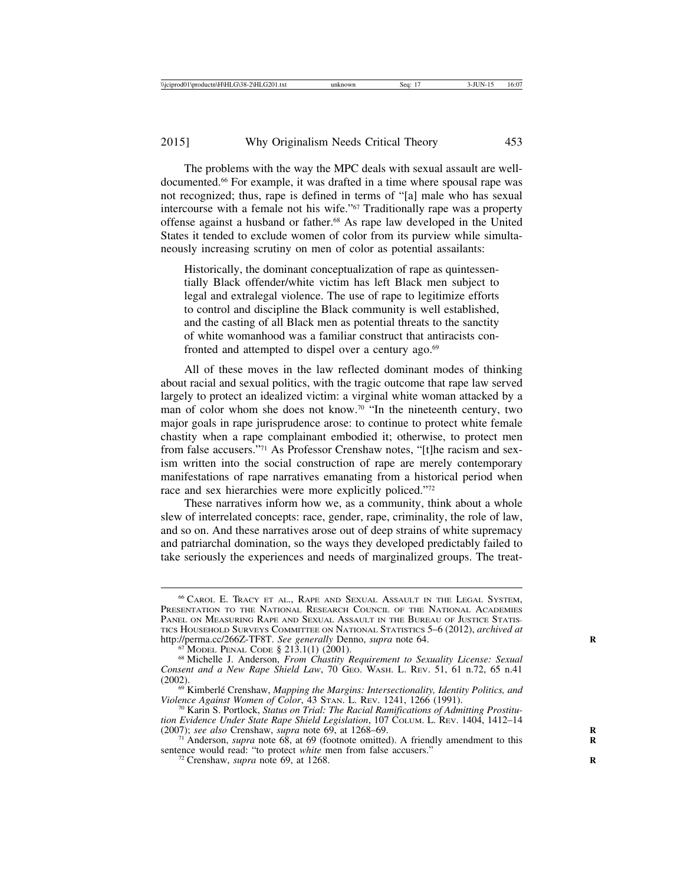The problems with the way the MPC deals with sexual assault are well-documented.[66] For example, it was drafted in a time where spousal rape was not recognized; thus, rape is defined in terms of "[a] male who has sexual intercourse with a female not his wife."[67] Traditionally rape was a property offense against a husband or father.[68] As rape law developed in the United States it tended to exclude women of color from its purview while simultaneously increasing scrutiny on men of color as potential assailants:

> Historically, the dominant conceptualization of rape as quintessentially Black offender/white victim has left Black men subject to legal and extralegal violence. The use of rape to legitimize efforts to control and discipline the Black community is well established, and the casting of all Black men as potential threats to the sanctity of white womanhood was a familiar construct that antiracists confronted and attempted to dispel over a century ago.[69]

All of these moves in the law reflected dominant modes of thinking about racial and sexual politics, with the tragic outcome that rape law served largely to protect an idealized victim: a virginal white woman attacked by a man of color whom she does not know.[70] "In the nineteenth century, two major goals in rape jurisprudence arose: to continue to protect white female chastity when a rape complainant embodied it; otherwise, to protect men from false accusers."[71] As Professor Crenshaw notes, "[t]he racism and sexism written into the social construction of rape are merely contemporary manifestations of rape narratives emanating from a historical period when race and sex hierarchies were more explicitly policed."[72]

These narratives inform how we, as a community, think about a whole slew of interrelated concepts: race, gender, rape, criminality, the role of law, and so on. And these narratives arose out of deep strains of white supremacy and patriarchal domination, so the ways they developed predictably failed to take seriously the experiences and needs of marginalized groups. The treat-

---

[66] Carol E. Tracy et al., Rape and Sexual Assault in the Legal System, Presentation to the National Research Council of the National Academies Panel on Measuring Rape and Sexual Assault in the Bureau of Justice Statistics Household Surveys Committee on National Statistics 5–6 (2012), *archived at* http://perma.cc/266Z-TF8T. *See generally* Denno, *supra* note 64.

[67] Model Penal Code § 213.1(1) (2001).

[68] Michelle J. Anderson, *From Chastity Requirement to Sexuality License: Sexual Consent and a New Rape Shield Law*, 70 Geo. Wash. L. Rev. 51, 61 n.72, 65 n.41 (2002).

[69] Kimberlé Crenshaw, *Mapping the Margins: Intersectionality, Identity Politics, and Violence Against Women of Color*, 43 Stan. L. Rev. 1241, 1266 (1991).

[70] Karin S. Portlock, *Status on Trial: The Racial Ramifications of Admitting Prostitution Evidence Under State Rape Shield Legislation*, 107 Colum. L. Rev. 1404, 1412–14 (2007); *see also* Crenshaw, *supra* note 69, at 1268–69.

[71] Anderson, *supra* note 68, at 69 (footnote omitted). A friendly amendment to this sentence would read: "to protect *white* men from false accusers."

[72] Crenshaw, *supra* note 69, at 1268.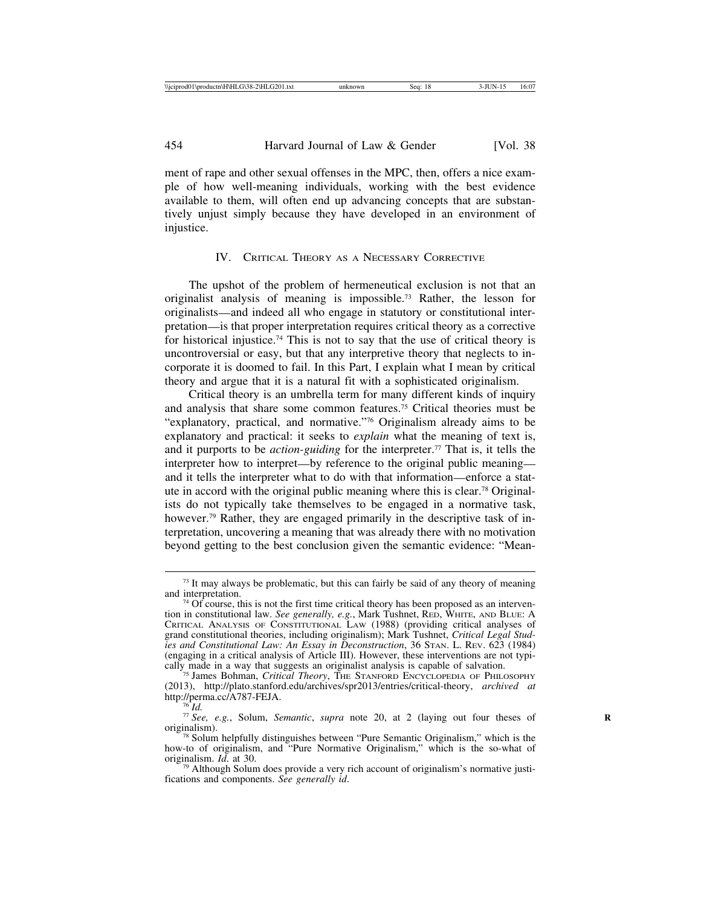ment of rape and other sexual offenses in the MPC, then, offers a nice example of how well-meaning individuals, working with the best evidence available to them, will often end up advancing concepts that are substantively unjust simply because they have developed in an environment of injustice.

## IV. Critical Theory as a Necessary Corrective

The upshot of the problem of hermeneutical exclusion is not that an originalist analysis of meaning is impossible.[73] Rather, the lesson for originalists—and indeed all who engage in statutory or constitutional interpretation—is that proper interpretation requires critical theory as a corrective for historical injustice.[74] This is not to say that the use of critical theory is uncontroversial or easy, but that any interpretive theory that neglects to incorporate it is doomed to fail. In this Part, I explain what I mean by critical theory and argue that it is a natural fit with a sophisticated originalism.

Critical theory is an umbrella term for many different kinds of inquiry and analysis that share some common features.[75] Critical theories must be "explanatory, practical, and normative."[76] Originalism already aims to be explanatory and practical: it seeks to *explain* what the meaning of text is, and it purports to be *action-guiding* for the interpreter.[77] That is, it tells the interpreter how to interpret—by reference to the original public meaning—and it tells the interpreter what to do with that information—enforce a statute in accord with the original public meaning where this is clear.[78] Originalists do not typically take themselves to be engaged in a normative task, however.[79] Rather, they are engaged primarily in the descriptive task of interpretation, uncovering a meaning that was already there with no motivation beyond getting to the best conclusion given the semantic evidence: "Mean-

---

[73] It may always be problematic, but this can fairly be said of any theory of meaning and interpretation.

[74] Of course, this is not the first time critical theory has been proposed as an intervention in constitutional law. *See generally, e.g.*, Mark Tushnet, Red, White, and Blue: A Critical Analysis of Constitutional Law (1988) (providing critical analyses of grand constitutional theories, including originalism); Mark Tushnet, *Critical Legal Studies and Constitutional Law: An Essay in Deconstruction*, 36 Stan. L. Rev. 623 (1984) (engaging in a critical analysis of Article III). However, these interventions are not typically made in a way that suggests an originalist analysis is capable of salvation.

[75] James Bohman, *Critical Theory*, The Stanford Encyclopedia of Philosophy (2013), http://plato.stanford.edu/archives/spr2013/entries/critical-theory, *archived at* http://perma.cc/A787-FEJA.

[76] *Id.*

[77] *See, e.g.*, Solum, *Semantic*, *supra* note 20, at 2 (laying out four theses of originalism).

[78] Solum helpfully distinguishes between "Pure Semantic Originalism," which is the how-to of originalism, and "Pure Normative Originalism," which is the so-what of originalism. *Id.* at 30.

[79] Although Solum does provide a very rich account of originalism's normative justifications and components. *See generally id.*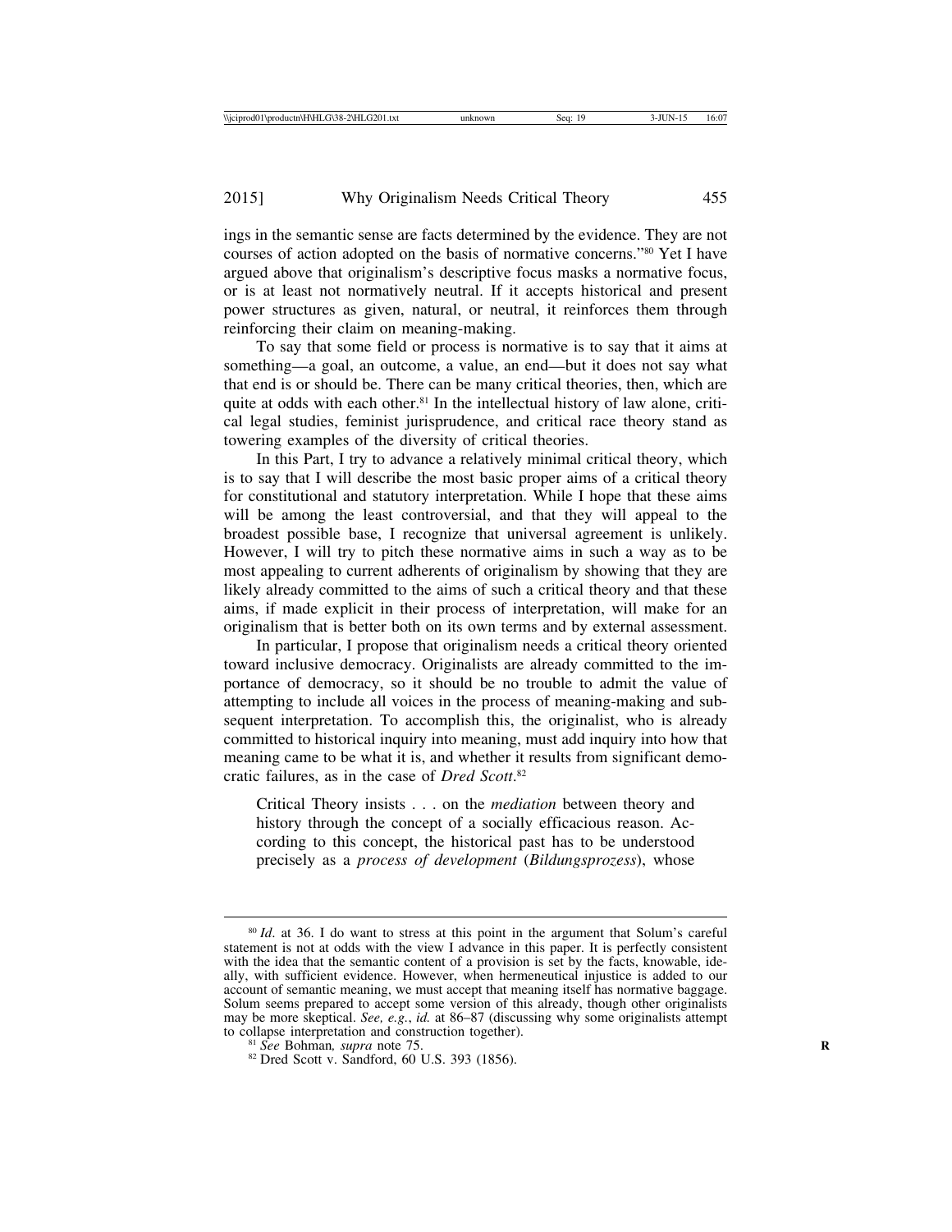ings in the semantic sense are facts determined by the evidence. They are not courses of action adopted on the basis of normative concerns."[80] Yet I have argued above that originalism's descriptive focus masks a normative focus, or is at least not normatively neutral. If it accepts historical and present power structures as given, natural, or neutral, it reinforces them through reinforcing their claim on meaning-making.

To say that some field or process is normative is to say that it aims at something—a goal, an outcome, a value, an end—but it does not say what that end is or should be. There can be many critical theories, then, which are quite at odds with each other.[81] In the intellectual history of law alone, critical legal studies, feminist jurisprudence, and critical race theory stand as towering examples of the diversity of critical theories.

In this Part, I try to advance a relatively minimal critical theory, which is to say that I will describe the most basic proper aims of a critical theory for constitutional and statutory interpretation. While I hope that these aims will be among the least controversial, and that they will appeal to the broadest possible base, I recognize that universal agreement is unlikely. However, I will try to pitch these normative aims in such a way as to be most appealing to current adherents of originalism by showing that they are likely already committed to the aims of such a critical theory and that these aims, if made explicit in their process of interpretation, will make for an originalism that is better both on its own terms and by external assessment.

In particular, I propose that originalism needs a critical theory oriented toward inclusive democracy. Originalists are already committed to the importance of democracy, so it should be no trouble to admit the value of attempting to include all voices in the process of meaning-making and subsequent interpretation. To accomplish this, the originalist, who is already committed to historical inquiry into meaning, must add inquiry into how that meaning came to be what it is, and whether it results from significant democratic failures, as in the case of *Dred Scott*.[82]

> Critical Theory insists . . . on the *mediation* between theory and history through the concept of a socially efficacious reason. According to this concept, the historical past has to be understood precisely as a *process of development* (*Bildungsprozess*), whose

---

[80] *Id*. at 36. I do want to stress at this point in the argument that Solum's careful statement is not at odds with the view I advance in this paper. It is perfectly consistent with the idea that the semantic content of a provision is set by the facts, knowable, ideally, with sufficient evidence. However, when hermeneutical injustice is added to our account of semantic meaning, we must accept that meaning itself has normative baggage. Solum seems prepared to accept some version of this already, though other originalists may be more skeptical. *See, e.g.*, *id.* at 86–87 (discussing why some originalists attempt to collapse interpretation and construction together).

[81] *See* Bohman*, supra* note 75.

[82] Dred Scott v. Sandford, 60 U.S. 393 (1856).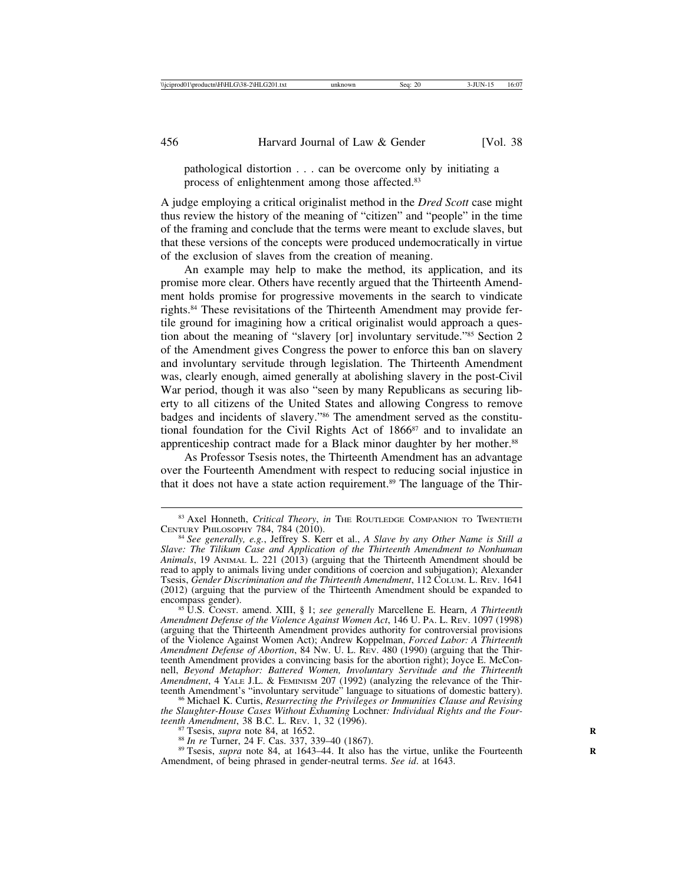pathological distortion . . . can be overcome only by initiating a process of enlightenment among those affected.[83]

A judge employing a critical originalist method in the *Dred Scott* case might thus review the history of the meaning of "citizen" and "people" in the time of the framing and conclude that the terms were meant to exclude slaves, but that these versions of the concepts were produced undemocratically in virtue of the exclusion of slaves from the creation of meaning.

An example may help to make the method, its application, and its promise more clear. Others have recently argued that the Thirteenth Amendment holds promise for progressive movements in the search to vindicate rights.[84] These revisitations of the Thirteenth Amendment may provide fertile ground for imagining how a critical originalist would approach a question about the meaning of "slavery [or] involuntary servitude."[85] Section 2 of the Amendment gives Congress the power to enforce this ban on slavery and involuntary servitude through legislation. The Thirteenth Amendment was, clearly enough, aimed generally at abolishing slavery in the post-Civil War period, though it was also "seen by many Republicans as securing liberty to all citizens of the United States and allowing Congress to remove badges and incidents of slavery."[86] The amendment served as the constitutional foundation for the Civil Rights Act of 1866[87] and to invalidate an apprenticeship contract made for a Black minor daughter by her mother.[88]

As Professor Tsesis notes, the Thirteenth Amendment has an advantage over the Fourteenth Amendment with respect to reducing social injustice in that it does not have a state action requirement.[89] The language of the Thir-

---

[83] Axel Honneth, *Critical Theory*, *in* THE ROUTLEDGE COMPANION TO TWENTIETH CENTURY PHILOSOPHY 784, 784 (2010).

[84] *See generally, e.g.*, Jeffrey S. Kerr et al., *A Slave by any Other Name is Still a Slave: The Tilikum Case and Application of the Thirteenth Amendment to Nonhuman Animals*, 19 ANIMAL L. 221 (2013) (arguing that the Thirteenth Amendment should be read to apply to animals living under conditions of coercion and subjugation); Alexander Tsesis, *Gender Discrimination and the Thirteenth Amendment*, 112 COLUM. L. REV. 1641 (2012) (arguing that the purview of the Thirteenth Amendment should be expanded to encompass gender).

[85] U.S. CONST. amend. XIII, § 1; *see generally* Marcellene E. Hearn, *A Thirteenth Amendment Defense of the Violence Against Women Act*, 146 U. PA. L. REV. 1097 (1998) (arguing that the Thirteenth Amendment provides authority for controversial provisions of the Violence Against Women Act); Andrew Koppelman, *Forced Labor: A Thirteenth Amendment Defense of Abortion*, 84 NW. U. L. REV. 480 (1990) (arguing that the Thirteenth Amendment provides a convincing basis for the abortion right); Joyce E. McConnell, *Beyond Metaphor: Battered Women, Involuntary Servitude and the Thirteenth Amendment*, 4 YALE J.L. & FEMINISM 207 (1992) (analyzing the relevance of the Thirteenth Amendment's "involuntary servitude" language to situations of domestic battery).

[86] Michael K. Curtis, *Resurrecting the Privileges or Immunities Clause and Revising the Slaughter-House Cases Without Exhuming* Lochner*: Individual Rights and the Fourteenth Amendment*, 38 B.C. L. REV. 1, 32 (1996).

[87] Tsesis, *supra* note 84, at 1652.

[88] *In re* Turner, 24 F. Cas. 337, 339–40 (1867).

[89] Tsesis, *supra* note 84, at 1643–44. It also has the virtue, unlike the Fourteenth Amendment, of being phrased in gender-neutral terms. *See id*. at 1643.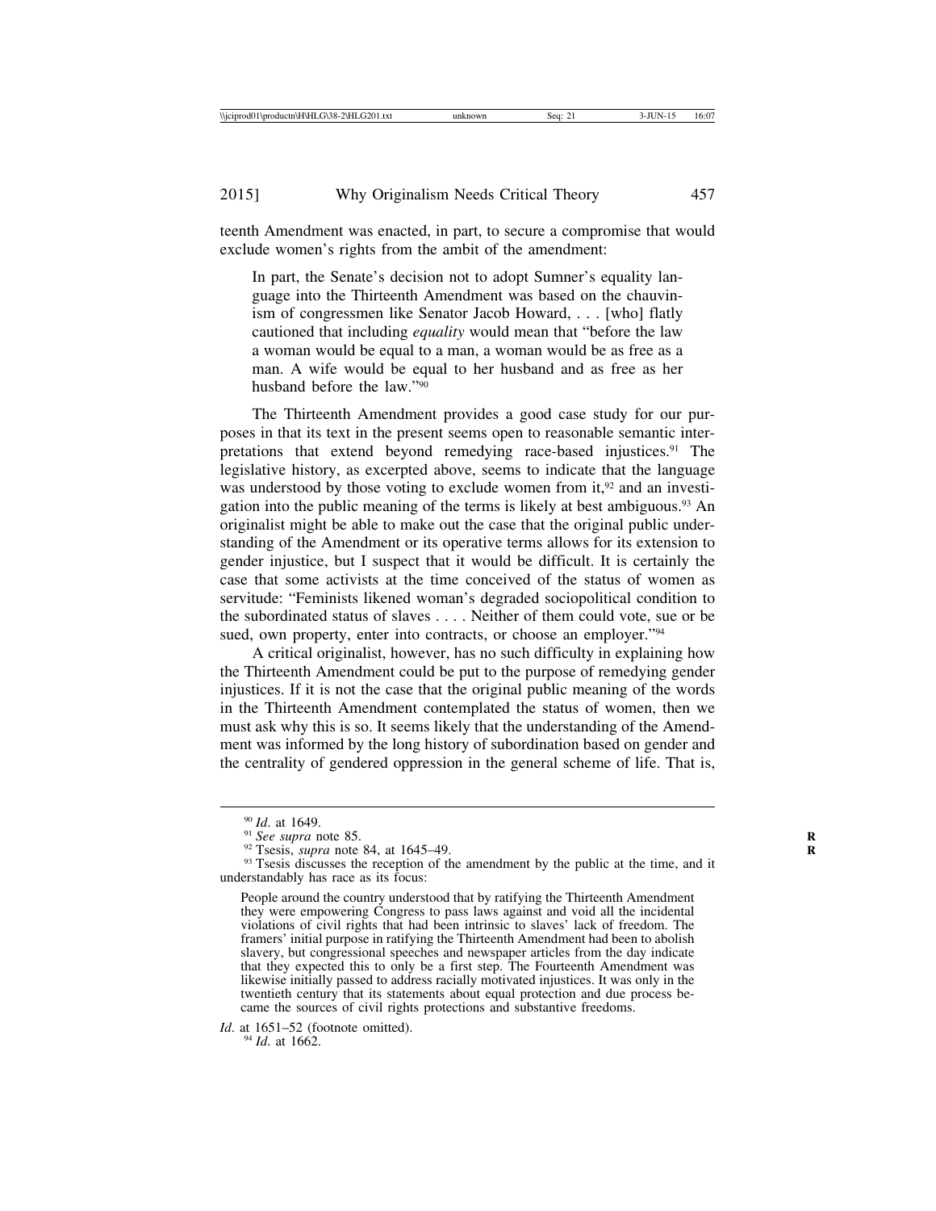teenth Amendment was enacted, in part, to secure a compromise that would exclude women's rights from the ambit of the amendment:

> In part, the Senate's decision not to adopt Sumner's equality language into the Thirteenth Amendment was based on the chauvinism of congressmen like Senator Jacob Howard, . . . [who] flatly cautioned that including *equality* would mean that "before the law a woman would be equal to a man, a woman would be as free as a man. A wife would be equal to her husband and as free as her husband before the law."[90]

The Thirteenth Amendment provides a good case study for our purposes in that its text in the present seems open to reasonable semantic interpretations that extend beyond remedying race-based injustices.[91] The legislative history, as excerpted above, seems to indicate that the language was understood by those voting to exclude women from it,[92] and an investigation into the public meaning of the terms is likely at best ambiguous.[93] An originalist might be able to make out the case that the original public understanding of the Amendment or its operative terms allows for its extension to gender injustice, but I suspect that it would be difficult. It is certainly the case that some activists at the time conceived of the status of women as servitude: "Feminists likened woman's degraded sociopolitical condition to the subordinated status of slaves . . . . Neither of them could vote, sue or be sued, own property, enter into contracts, or choose an employer."[94]

A critical originalist, however, has no such difficulty in explaining how the Thirteenth Amendment could be put to the purpose of remedying gender injustices. If it is not the case that the original public meaning of the words in the Thirteenth Amendment contemplated the status of women, then we must ask why this is so. It seems likely that the understanding of the Amendment was informed by the long history of subordination based on gender and the centrality of gendered oppression in the general scheme of life. That is,

---

[90] *Id.* at 1649.

[91] *See supra* note 85.

[92] Tsesis, *supra* note 84, at 1645–49.

[93] Tsesis discusses the reception of the amendment by the public at the time, and it understandably has race as its focus:

> People around the country understood that by ratifying the Thirteenth Amendment they were empowering Congress to pass laws against and void all the incidental violations of civil rights that had been intrinsic to slaves' lack of freedom. The framers' initial purpose in ratifying the Thirteenth Amendment had been to abolish slavery, but congressional speeches and newspaper articles from the day indicate that they expected this to only be a first step. The Fourteenth Amendment was likewise initially passed to address racially motivated injustices. It was only in the twentieth century that its statements about equal protection and due process became the sources of civil rights protections and substantive freedoms.

*Id.* at 1651–52 (footnote omitted).

[94] *Id.* at 1662.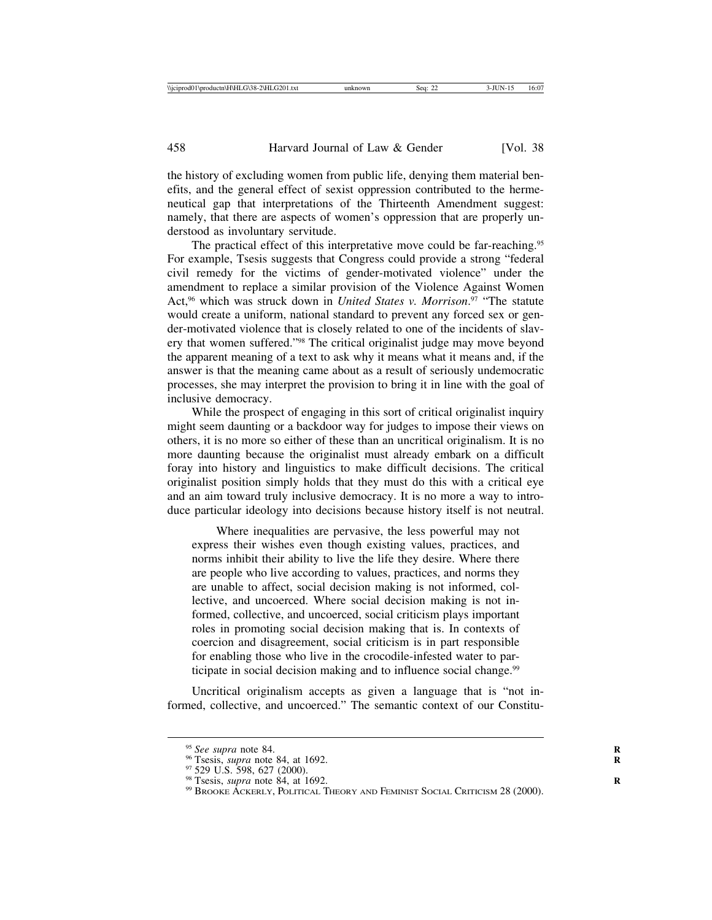the history of excluding women from public life, denying them material benefits, and the general effect of sexist oppression contributed to the hermeneutical gap that interpretations of the Thirteenth Amendment suggest: namely, that there are aspects of women's oppression that are properly understood as involuntary servitude.

The practical effect of this interpretative move could be far-reaching.[95] For example, Tsesis suggests that Congress could provide a strong "federal civil remedy for the victims of gender-motivated violence" under the amendment to replace a similar provision of the Violence Against Women Act,[96] which was struck down in *United States v. Morrison*.[97] "The statute would create a uniform, national standard to prevent any forced sex or gender-motivated violence that is closely related to one of the incidents of slavery that women suffered."[98] The critical originalist judge may move beyond the apparent meaning of a text to ask why it means what it means and, if the answer is that the meaning came about as a result of seriously undemocratic processes, she may interpret the provision to bring it in line with the goal of inclusive democracy.

While the prospect of engaging in this sort of critical originalist inquiry might seem daunting or a backdoor way for judges to impose their views on others, it is no more so either of these than an uncritical originalism. It is no more daunting because the originalist must already embark on a difficult foray into history and linguistics to make difficult decisions. The critical originalist position simply holds that they must do this with a critical eye and an aim toward truly inclusive democracy. It is no more a way to introduce particular ideology into decisions because history itself is not neutral.

> Where inequalities are pervasive, the less powerful may not express their wishes even though existing values, practices, and norms inhibit their ability to live the life they desire. Where there are people who live according to values, practices, and norms they are unable to affect, social decision making is not informed, collective, and uncoerced. Where social decision making is not informed, collective, and uncoerced, social criticism plays important roles in promoting social decision making that is. In contexts of coercion and disagreement, social criticism is in part responsible for enabling those who live in the crocodile-infested water to participate in social decision making and to influence social change.[99]

Uncritical originalism accepts as given a language that is "not informed, collective, and uncoerced." The semantic context of our Constitu-

---

[95] *See supra* note 84.

[96] Tsesis, *supra* note 84, at 1692.

[97] 529 U.S. 598, 627 (2000).

[98] Tsesis, *supra* note 84, at 1692.

[99] Brooke Ackerly, Political Theory and Feminist Social Criticism 28 (2000).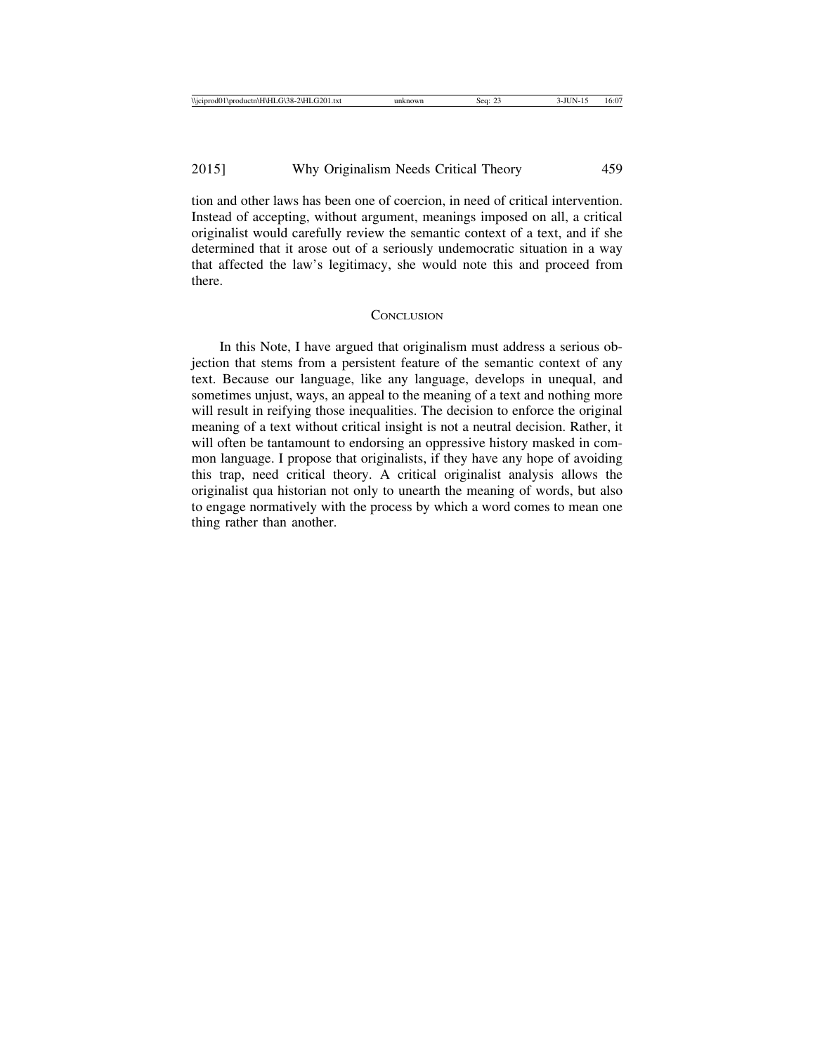tion and other laws has been one of coercion, in need of critical intervention. Instead of accepting, without argument, meanings imposed on all, a critical originalist would carefully review the semantic context of a text, and if she determined that it arose out of a seriously undemocratic situation in a way that affected the law's legitimacy, she would note this and proceed from there.

## Conclusion

In this Note, I have argued that originalism must address a serious objection that stems from a persistent feature of the semantic context of any text. Because our language, like any language, develops in unequal, and sometimes unjust, ways, an appeal to the meaning of a text and nothing more will result in reifying those inequalities. The decision to enforce the original meaning of a text without critical insight is not a neutral decision. Rather, it will often be tantamount to endorsing an oppressive history masked in common language. I propose that originalists, if they have any hope of avoiding this trap, need critical theory. A critical originalist analysis allows the originalist qua historian not only to unearth the meaning of words, but also to engage normatively with the process by which a word comes to mean one thing rather than another.